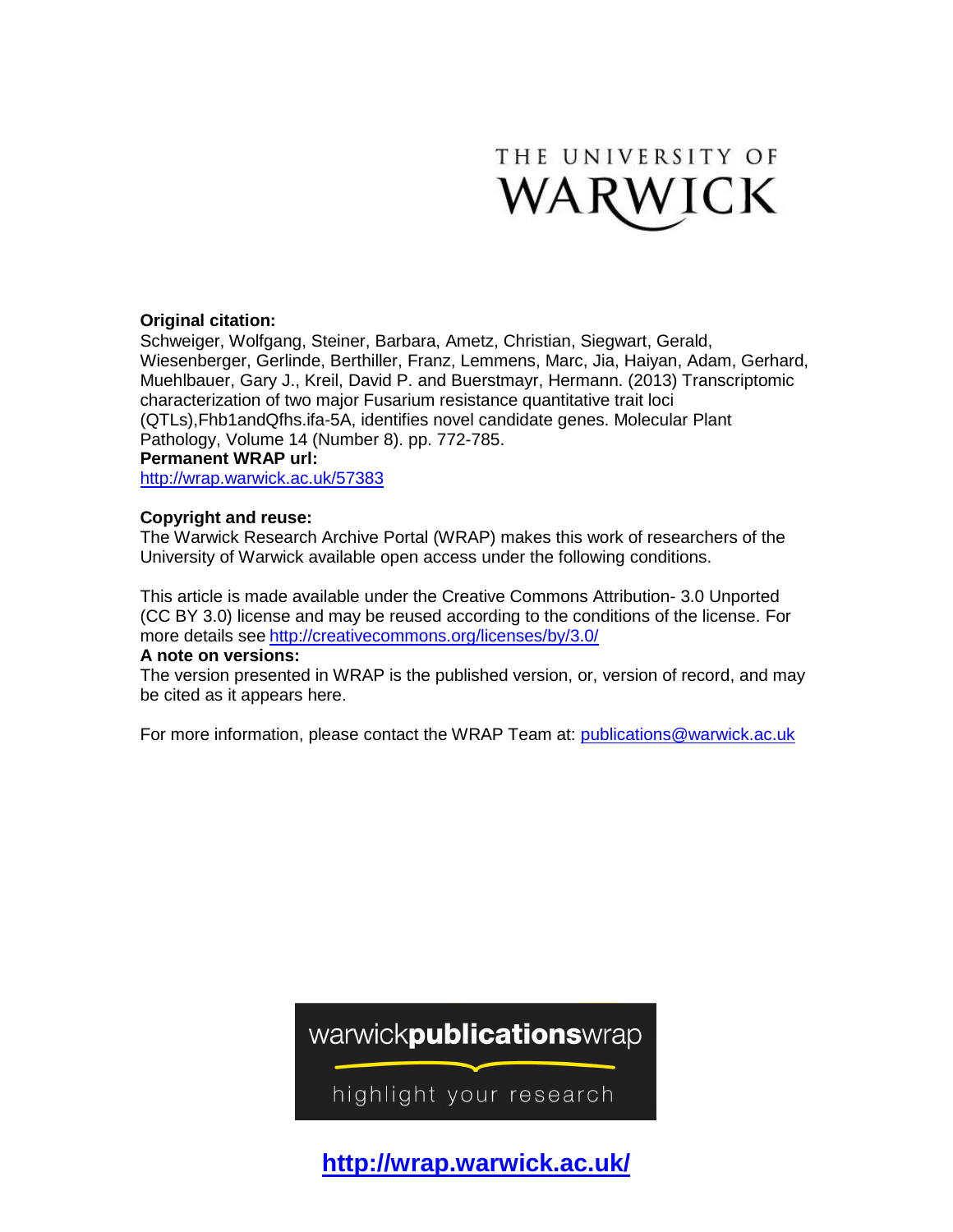THE UNIVERSITY OF WARWICK

**Original citation:**
Schweiger, Wolfgang, Steiner, Barbara, Ametz, Christian, Siegwart, Gerald, Wiesenberger, Gerlinde, Berthiller, Franz, Lemmens, Marc, Jia, Haiyan, Adam, Gerhard, Muehlbauer, Gary J., Kreil, David P. and Buerstmayr, Hermann. (2013) Transcriptomic characterization of two major Fusarium resistance quantitative trait loci (QTLs),Fhb1andQfhs.ifa-5A, identifies novel candidate genes. Molecular Plant Pathology, Volume 14 (Number 8). pp. 772-785.

**Permanent WRAP url:**
http://wrap.warwick.ac.uk/57383

**Copyright and reuse:**
The Warwick Research Archive Portal (WRAP) makes this work of researchers of the University of Warwick available open access under the following conditions.

This article is made available under the Creative Commons Attribution- 3.0 Unported (CC BY 3.0) license and may be reused according to the conditions of the license. For more details see http://creativecommons.org/licenses/by/3.0/

**A note on versions:**
The version presented in WRAP is the published version, or, version of record, and may be cited as it appears here.

For more information, please contact the WRAP Team at: publications@warwick.ac.uk

warwick**publications**wrap

highlight your research

**http://wrap.warwick.ac.uk/**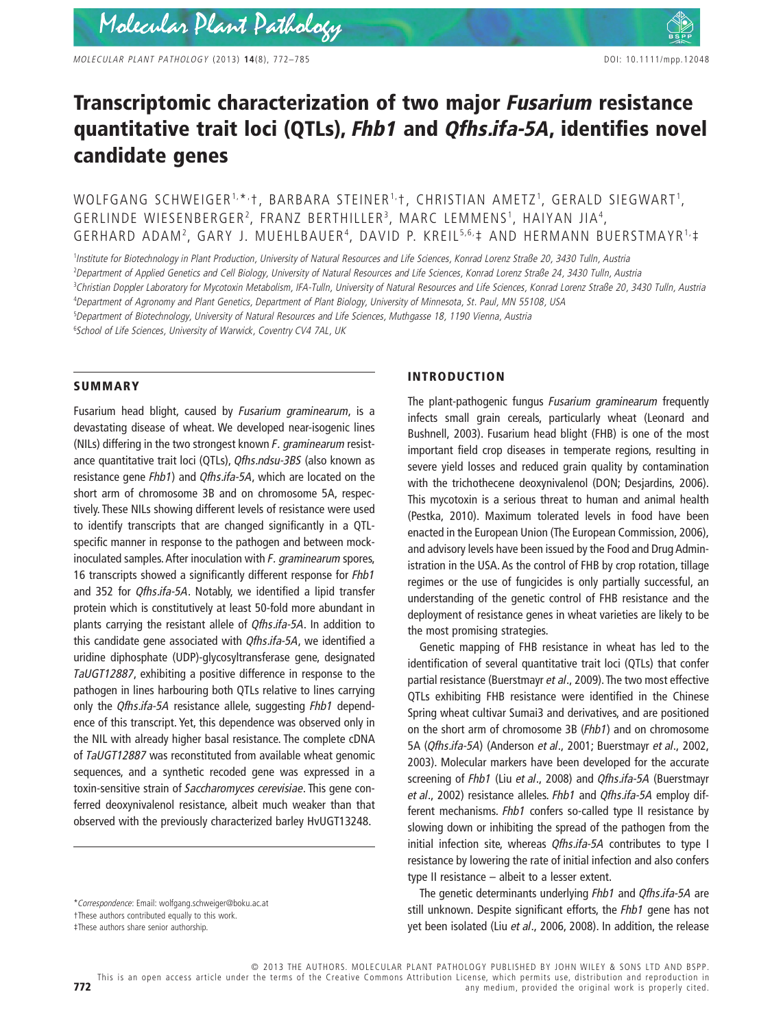# Transcriptomic characterization of two major *Fusarium* resistance quantitative trait loci (QTLs), *Fhb1* and *Qfhs.ifa-5A*, identifies novel candidate genes

WOLFGANG SCHWEIGER[1,*,†], BARBARA STEINER[1,†], CHRISTIAN AMETZ[1], GERALD SIEGWART[1], GERLINDE WIESENBERGER[2], FRANZ BERTHILLER[3], MARC LEMMENS[1], HAIYAN JIA[4], GERHARD ADAM[2], GARY J. MUEHLBAUER[4], DAVID P. KREIL[5,6,‡] AND HERMANN BUERSTMAYR[1,‡]

[1]*Institute for Biotechnology in Plant Production, University of Natural Resources and Life Sciences, Konrad Lorenz Straße 20, 3430 Tulln, Austria*
[2]*Department of Applied Genetics and Cell Biology, University of Natural Resources and Life Sciences, Konrad Lorenz Straße 24, 3430 Tulln, Austria*
[3]*Christian Doppler Laboratory for Mycotoxin Metabolism, IFA-Tulln, University of Natural Resources and Life Sciences, Konrad Lorenz Straße 20, 3430 Tulln, Austria*
[4]*Department of Agronomy and Plant Genetics, Department of Plant Biology, University of Minnesota, St. Paul, MN 55108, USA*
[5]*Department of Biotechnology, University of Natural Resources and Life Sciences, Muthgasse 18, 1190 Vienna, Austria*
[6]*School of Life Sciences, University of Warwick, Coventry CV4 7AL, UK*

## SUMMARY

Fusarium head blight, caused by *Fusarium graminearum*, is a devastating disease of wheat. We developed near-isogenic lines (NILs) differing in the two strongest known *F. graminearum* resistance quantitative trait loci (QTLs), *Qfhs.ndsu-3BS* (also known as resistance gene *Fhb1*) and *Qfhs.ifa-5A*, which are located on the short arm of chromosome 3B and on chromosome 5A, respectively. These NILs showing different levels of resistance were used to identify transcripts that are changed significantly in a QTL-specific manner in response to the pathogen and between mock-inoculated samples. After inoculation with *F. graminearum* spores, 16 transcripts showed a significantly different response for *Fhb1* and 352 for *Qfhs.ifa-5A*. Notably, we identified a lipid transfer protein which is constitutively at least 50-fold more abundant in plants carrying the resistant allele of *Qfhs.ifa-5A*. In addition to this candidate gene associated with *Qfhs.ifa-5A*, we identified a uridine diphosphate (UDP)-glycosyltransferase gene, designated *TaUGT12887*, exhibiting a positive difference in response to the pathogen in lines harbouring both QTLs relative to lines carrying only the *Qfhs.ifa-5A* resistance allele, suggesting *Fhb1* dependence of this transcript. Yet, this dependence was observed only in the NIL with already higher basal resistance. The complete cDNA of *TaUGT12887* was reconstituted from available wheat genomic sequences, and a synthetic recoded gene was expressed in a toxin-sensitive strain of *Saccharomyces cerevisiae*. This gene conferred deoxynivalenol resistance, albeit much weaker than that observed with the previously characterized barley HvUGT13248.

*Correspondence: Email: wolfgang.schweiger@boku.ac.at
†These authors contributed equally to this work.
‡These authors share senior authorship.

## INTRODUCTION

The plant-pathogenic fungus *Fusarium graminearum* frequently infects small grain cereals, particularly wheat (Leonard and Bushnell, 2003). Fusarium head blight (FHB) is one of the most important field crop diseases in temperate regions, resulting in severe yield losses and reduced grain quality by contamination with the trichothecene deoxynivalenol (DON; Desjardins, 2006). This mycotoxin is a serious threat to human and animal health (Pestka, 2010). Maximum tolerated levels in food have been enacted in the European Union (The European Commission, 2006), and advisory levels have been issued by the Food and Drug Administration in the USA. As the control of FHB by crop rotation, tillage regimes or the use of fungicides is only partially successful, an understanding of the genetic control of FHB resistance and the deployment of resistance genes in wheat varieties are likely to be the most promising strategies.

Genetic mapping of FHB resistance in wheat has led to the identification of several quantitative trait loci (QTLs) that confer partial resistance (Buerstmayr *et al*., 2009). The two most effective QTLs exhibiting FHB resistance were identified in the Chinese Spring wheat cultivar Sumai3 and derivatives, and are positioned on the short arm of chromosome 3B (*Fhb1*) and on chromosome 5A (*Qfhs.ifa-5A*) (Anderson *et al*., 2001; Buerstmayr *et al*., 2002, 2003). Molecular markers have been developed for the accurate screening of *Fhb1* (Liu *et al*., 2008) and *Qfhs.ifa-5A* (Buerstmayr *et al*., 2002) resistance alleles. *Fhb1* and *Qfhs.ifa-5A* employ different mechanisms. *Fhb1* confers so-called type II resistance by slowing down or inhibiting the spread of the pathogen from the initial infection site, whereas *Qfhs.ifa-5A* contributes to type I resistance by lowering the rate of initial infection and also confers type II resistance – albeit to a lesser extent.

The genetic determinants underlying *Fhb1* and *Qfhs.ifa-5A* are still unknown. Despite significant efforts, the *Fhb1* gene has not yet been isolated (Liu *et al*., 2006, 2008). In addition, the release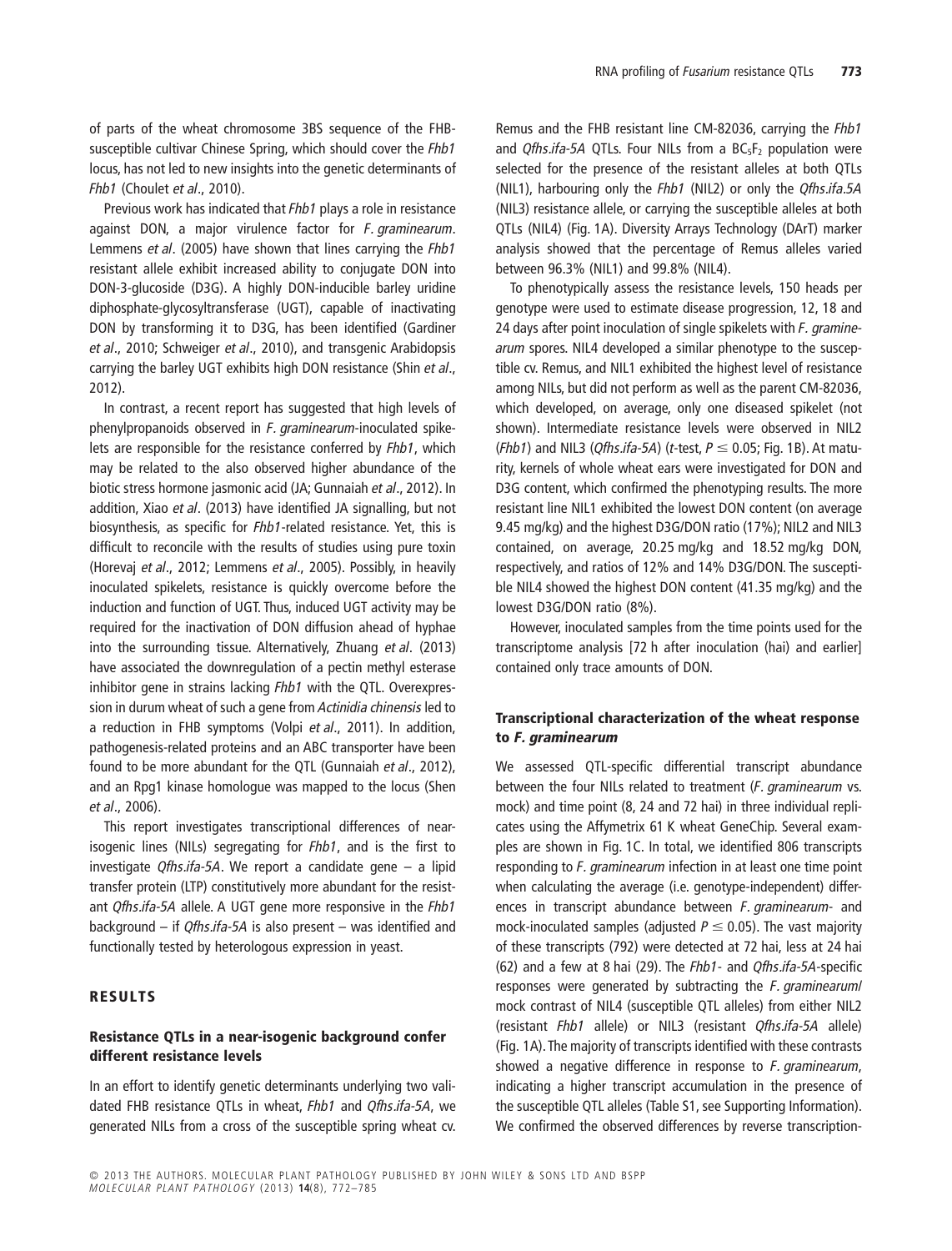of parts of the wheat chromosome 3BS sequence of the FHB-susceptible cultivar Chinese Spring, which should cover the *Fhb1* locus, has not led to new insights into the genetic determinants of *Fhb1* (Choulet *et al*., 2010).

Previous work has indicated that *Fhb1* plays a role in resistance against DON, a major virulence factor for *F. graminearum*. Lemmens *et al*. (2005) have shown that lines carrying the *Fhb1* resistant allele exhibit increased ability to conjugate DON into DON-3-glucoside (D3G). A highly DON-inducible barley uridine diphosphate-glycosyltransferase (UGT), capable of inactivating DON by transforming it to D3G, has been identified (Gardiner *et al*., 2010; Schweiger *et al*., 2010), and transgenic Arabidopsis carrying the barley UGT exhibits high DON resistance (Shin *et al*., 2012).

In contrast, a recent report has suggested that high levels of phenylpropanoids observed in *F. graminearum*-inoculated spikelets are responsible for the resistance conferred by *Fhb1*, which may be related to the also observed higher abundance of the biotic stress hormone jasmonic acid (JA; Gunnaiah *et al*., 2012). In addition, Xiao *et al*. (2013) have identified JA signalling, but not biosynthesis, as specific for *Fhb1*-related resistance. Yet, this is difficult to reconcile with the results of studies using pure toxin (Horevaj *et al*., 2012; Lemmens *et al*., 2005). Possibly, in heavily inoculated spikelets, resistance is quickly overcome before the induction and function of UGT. Thus, induced UGT activity may be required for the inactivation of DON diffusion ahead of hyphae into the surrounding tissue. Alternatively, Zhuang *et al*. (2013) have associated the downregulation of a pectin methyl esterase inhibitor gene in strains lacking *Fhb1* with the QTL. Overexpression in durum wheat of such a gene from *Actinidia chinensis* led to a reduction in FHB symptoms (Volpi *et al*., 2011). In addition, pathogenesis-related proteins and an ABC transporter have been found to be more abundant for the QTL (Gunnaiah *et al*., 2012), and an Rpg1 kinase homologue was mapped to the locus (Shen *et al*., 2006).

This report investigates transcriptional differences of near-isogenic lines (NILs) segregating for *Fhb1*, and is the first to investigate *Qfhs.ifa-5A*. We report a candidate gene – a lipid transfer protein (LTP) constitutively more abundant for the resistant *Qfhs.ifa-5A* allele. A UGT gene more responsive in the *Fhb1* background – if *Qfhs.ifa-5A* is also present – was identified and functionally tested by heterologous expression in yeast.

## RESULTS

### Resistance QTLs in a near-isogenic background confer different resistance levels

In an effort to identify genetic determinants underlying two validated FHB resistance QTLs in wheat, *Fhb1* and *Qfhs.ifa-5A*, we generated NILs from a cross of the susceptible spring wheat cv. Remus and the FHB resistant line CM-82036, carrying the *Fhb1* and *Qfhs.ifa-5A* QTLs. Four NILs from a $BC_5F_2$ population were selected for the presence of the resistant alleles at both QTLs (NIL1), harbouring only the *Fhb1* (NIL2) or only the *Qfhs.ifa-5A* (NIL3) resistance allele, or carrying the susceptible alleles at both QTLs (NIL4) (Fig. 1A). Diversity Arrays Technology (DArT) marker analysis showed that the percentage of Remus alleles varied between 96.3% (NIL1) and 99.8% (NIL4).

To phenotypically assess the resistance levels, 150 heads per genotype were used to estimate disease progression, 12, 18 and 24 days after point inoculation of single spikelets with *F. graminearum* spores. NIL4 developed a similar phenotype to the susceptible cv. Remus, and NIL1 exhibited the highest level of resistance among NILs, but did not perform as well as the parent CM-82036, which developed, on average, only one diseased spikelet (not shown). Intermediate resistance levels were observed in NIL2 (*Fhb1*) and NIL3 (*Qfhs.ifa-5A*) (*t*-test, $P \leq 0.05$; Fig. 1B). At maturity, kernels of whole wheat ears were investigated for DON and D3G content, which confirmed the phenotyping results. The more resistant line NIL1 exhibited the lowest DON content (on average 9.45 mg/kg) and the highest D3G/DON ratio (17%); NIL2 and NIL3 contained, on average, 20.25 mg/kg and 18.52 mg/kg DON, respectively, and ratios of 12% and 14% D3G/DON. The susceptible NIL4 showed the highest DON content (41.35 mg/kg) and the lowest D3G/DON ratio (8%).

However, inoculated samples from the time points used for the transcriptome analysis [72 h after inoculation (hai) and earlier] contained only trace amounts of DON.

### Transcriptional characterization of the wheat response to *F. graminearum*

We assessed QTL-specific differential transcript abundance between the four NILs related to treatment (*F. graminearum* vs. mock) and time point (8, 24 and 72 hai) in three individual replicates using the Affymetrix 61 K wheat GeneChip. Several examples are shown in Fig. 1C. In total, we identified 806 transcripts responding to *F. graminearum* infection in at least one time point when calculating the average (i.e. genotype-independent) differences in transcript abundance between *F. graminearum*- and mock-inoculated samples (adjusted $P \leq 0.05$). The vast majority of these transcripts (792) were detected at 72 hai, less at 24 hai (62) and a few at 8 hai (29). The *Fhb1*- and *Qfhs.ifa-5A*-specific responses were generated by subtracting the *F. graminearum*/mock contrast of NIL4 (susceptible QTL alleles) from either NIL2 (resistant *Fhb1* allele) or NIL3 (resistant *Qfhs.ifa-5A* allele) (Fig. 1A). The majority of transcripts identified with these contrasts showed a negative difference in response to *F. graminearum*, indicating a higher transcript accumulation in the presence of the susceptible QTL alleles (Table S1, see Supporting Information). We confirmed the observed differences by reverse transcription-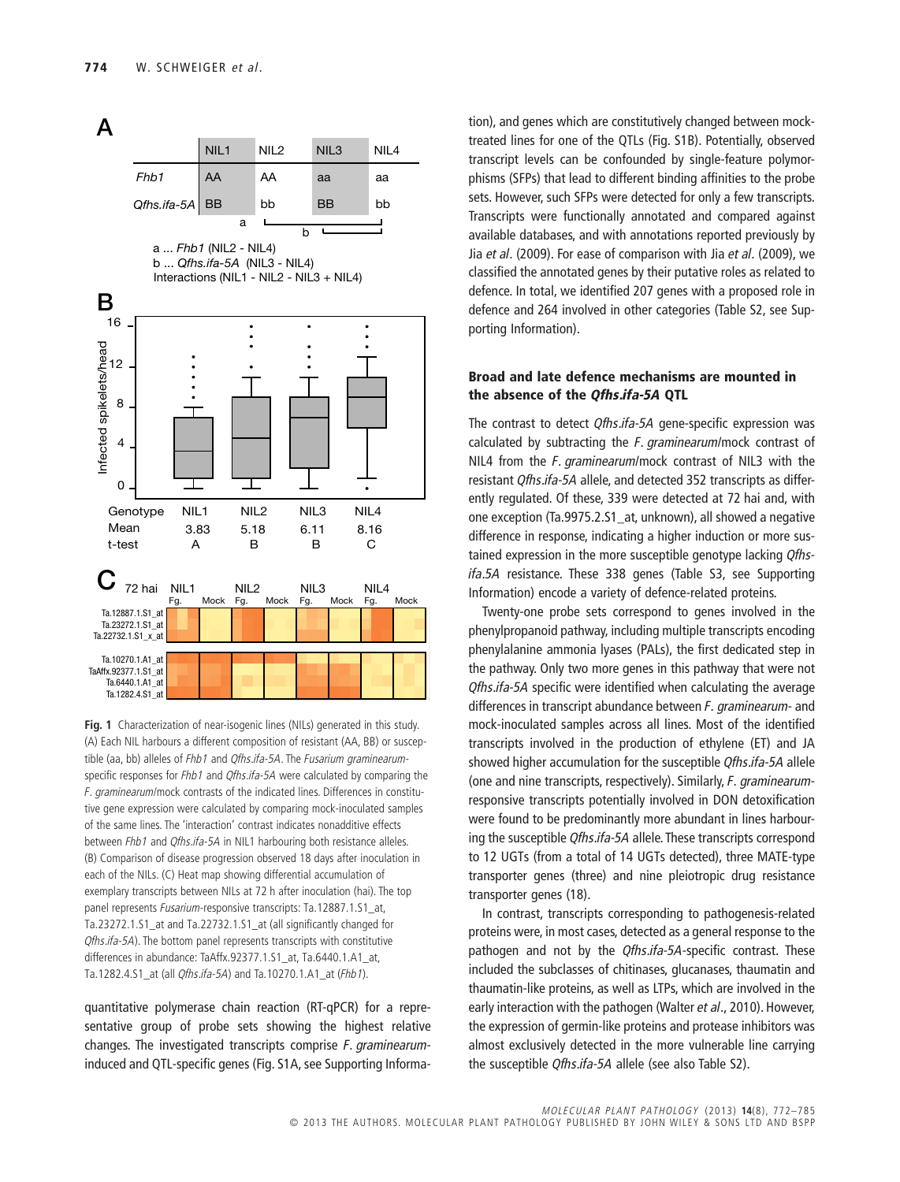**A**

| | NIL1 | NIL2 | NIL3 | NIL4 |
|---|---|---|---|---|
| *Fhb1* | AA | AA | aa | aa |
| *Qfhs.ifa-5A* | BB | bb | BB | bb |

a ... *Fhb1* (NIL2 - NIL4)
b ... *Qfhs.ifa-5A* (NIL3 - NIL4)
Interactions (NIL1 - NIL2 - NIL3 + NIL4)

**B**

| Genotype | NIL1 | NIL2 | NIL3 | NIL4 |
|---|---|---|---|---|
| Mean | 3.83 | 5.18 | 6.11 | 8.16 |
| t-test | A | B | B | C |

**C**

Fig. 1 Characterization of near-isogenic lines (NILs) generated in this study. (A) Each NIL harbours a different composition of resistant (AA, BB) or susceptible (aa, bb) alleles of *Fhb1* and *Qfhs.ifa-5A*. The *Fusarium graminearum*-specific responses for *Fhb1* and *Qfhs.ifa-5A* were calculated by comparing the *F. graminearum*/mock contrasts of the indicated lines. Differences in constitutive gene expression were calculated by comparing mock-inoculated samples of the same lines. The 'interaction' contrast indicates nonadditive effects between *Fhb1* and *Qfhs.ifa-5A* in NIL1 harbouring both resistance alleles. (B) Comparison of disease progression observed 18 days after inoculation in each of the NILs. (C) Heat map showing differential accumulation of exemplary transcripts between NILs at 72 h after inoculation (hai). The top panel represents *Fusarium*-responsive transcripts: Ta.12887.1.S1_at, Ta.23272.1.S1_at and Ta.22732.1.S1_at (all significantly changed for *Qfhs.ifa-5A*). The bottom panel represents transcripts with constitutive differences in abundance: TaAffx.92377.1.S1_at, Ta.6440.1.A1_at, Ta.1282.4.S1_at (all *Qfhs.ifa-5A*) and Ta.10270.1.A1_at (*Fhb1*).

quantitative polymerase chain reaction (RT-qPCR) for a representative group of probe sets showing the highest relative changes. The investigated transcripts comprise *F. graminearum*-induced and QTL-specific genes (Fig. S1A, see Supporting Information), and genes which are constitutively changed between mock-treated lines for one of the QTLs (Fig. S1B). Potentially, observed transcript levels can be confounded by single-feature polymorphisms (SFPs) that lead to different binding affinities to the probe sets. However, such SFPs were detected for only a few transcripts. Transcripts were functionally annotated and compared against available databases, and with annotations reported previously by Jia *et al*. (2009). For ease of comparison with Jia *et al*. (2009), we classified the annotated genes by their putative roles as related to defence. In total, we identified 207 genes with a proposed role in defence and 264 involved in other categories (Table S2, see Supporting Information).

## Broad and late defence mechanisms are mounted in the absence of the *Qfhs.ifa-5A* QTL

The contrast to detect *Qfhs.ifa-5A* gene-specific expression was calculated by subtracting the *F. graminearum*/mock contrast of NIL4 from the *F. graminearum*/mock contrast of NIL3 with the resistant *Qfhs.ifa-5A* allele, and detected 352 transcripts as differently regulated. Of these, 339 were detected at 72 hai and, with one exception (Ta.9975.2.S1_at, unknown), all showed a negative difference in response, indicating a higher induction or more sustained expression in the more susceptible genotype lacking *Qfhs-ifa.5A* resistance. These 338 genes (Table S3, see Supporting Information) encode a variety of defence-related proteins.

Twenty-one probe sets correspond to genes involved in the phenylpropanoid pathway, including multiple transcripts encoding phenylalanine ammonia lyases (PALs), the first dedicated step in the pathway. Only two more genes in this pathway that were not *Qfhs.ifa-5A* specific were identified when calculating the average differences in transcript abundance between *F. graminearum*- and mock-inoculated samples across all lines. Most of the identified transcripts involved in the production of ethylene (ET) and JA showed higher accumulation for the susceptible *Qfhs.ifa-5A* allele (one and nine transcripts, respectively). Similarly, *F. graminearum*-responsive transcripts potentially involved in DON detoxification were found to be predominantly more abundant in lines harbouring the susceptible *Qfhs.ifa-5A* allele. These transcripts correspond to 12 UGTs (from a total of 14 UGTs detected), three MATE-type transporter genes (three) and nine pleiotropic drug resistance transporter genes (18).

In contrast, transcripts corresponding to pathogenesis-related proteins were, in most cases, detected as a general response to the pathogen and not by the *Qfhs.ifa-5A*-specific contrast. These included the subclasses of chitinases, glucanases, thaumatin and thaumatin-like proteins, as well as LTPs, which are involved in the early interaction with the pathogen (Walter *et al*., 2010). However, the expression of germin-like proteins and protease inhibitors was almost exclusively detected in the more vulnerable line carrying the susceptible *Qfhs.ifa-5A* allele (see also Table S2).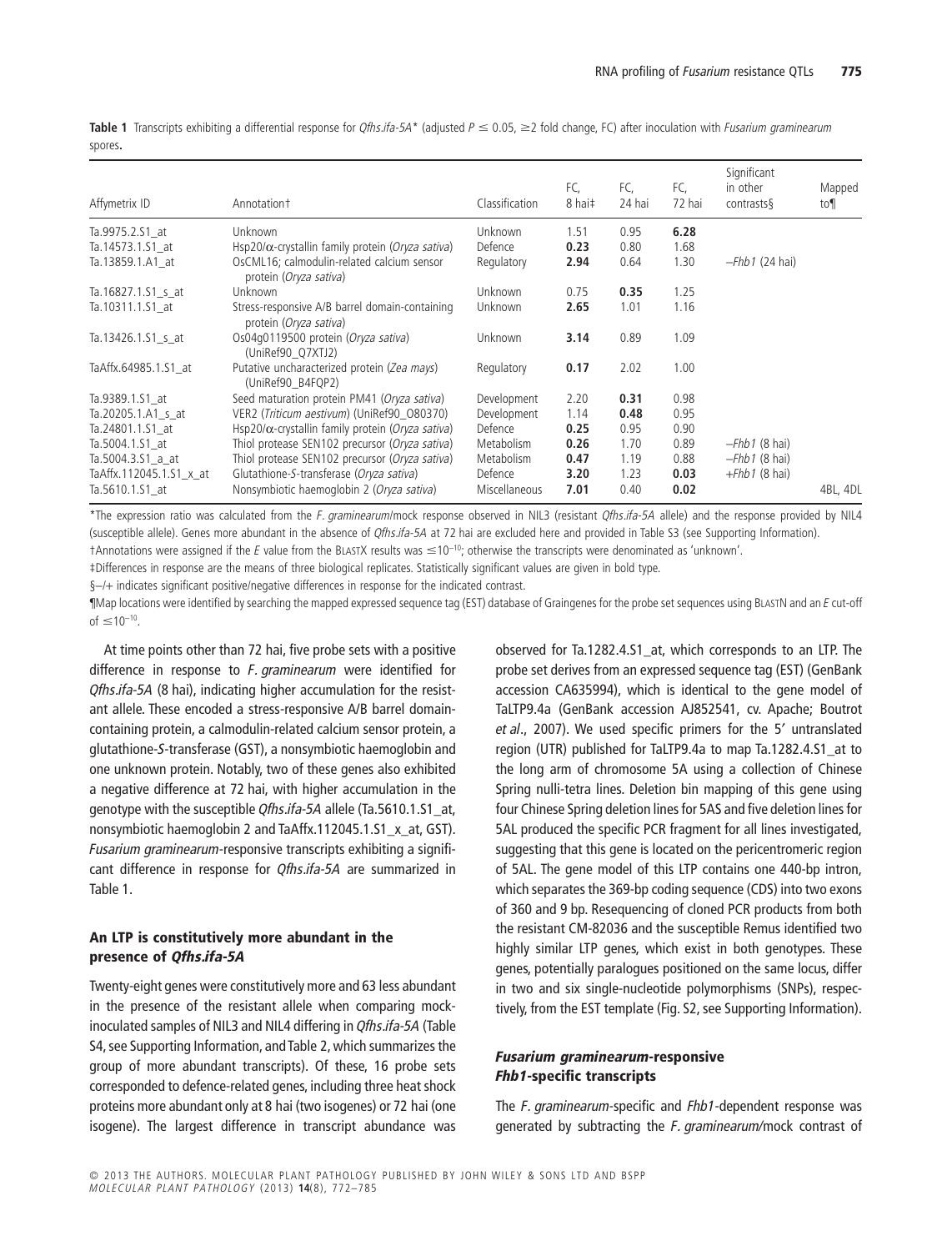**Table 1** Transcripts exhibiting a differential response for *Qfhs.ifa-5A*\* (adjusted $P \leq 0.05$, ≥2 fold change, FC) after inoculation with *Fusarium graminearum* spores.

| Affymetrix ID | Annotation† | Classification | FC, 8 hai‡ | FC, 24 hai | FC, 72 hai | Significant in other contrasts§ | Mapped to¶ |
|---|---|---|---|---|---|---|---|
| Ta.9975.2.S1_at | Unknown | Unknown | 1.51 | 0.95 | **6.28** | | |
| Ta.14573.1.S1_at | Hsp20/α-crystallin family protein (*Oryza sativa*) | Defence | **0.23** | 0.80 | 1.68 | | |
| Ta.13859.1.A1_at | OsCML16; calmodulin-related calcium sensor protein (*Oryza sativa*) | Regulatory | **2.94** | 0.64 | 1.30 | –*Fhb1* (24 hai) | |
| Ta.16827.1.S1_s_at | Unknown | Unknown | 0.75 | **0.35** | 1.25 | | |
| Ta.10311.1.S1_at | Stress-responsive A/B barrel domain-containing protein (*Oryza sativa*) | Unknown | **2.65** | 1.01 | 1.16 | | |
| Ta.13426.1.S1_s_at | Os04g0119500 protein (*Oryza sativa*) (UniRef90_Q7XTJ2) | Unknown | **3.14** | 0.89 | 1.09 | | |
| TaAffx.64985.1.S1_at | Putative uncharacterized protein (*Zea mays*) (UniRef90_B4FQP2) | Regulatory | **0.17** | 2.02 | 1.00 | | |
| Ta.9389.1.S1_at | Seed maturation protein PM41 (*Oryza sativa*) | Development | 2.20 | **0.31** | 0.98 | | |
| Ta.20205.1.A1_s_at | VER2 (*Triticum aestivum*) (UniRef90_O80370) | Development | 1.14 | **0.48** | 0.95 | | |
| Ta.24801.1.S1_at | Hsp20/α-crystallin family protein (*Oryza sativa*) | Defence | **0.25** | 0.95 | 0.90 | | |
| Ta.5004.1.S1_at | Thiol protease SEN102 precursor (*Oryza sativa*) | Metabolism | **0.26** | 1.70 | 0.89 | –*Fhb1* (8 hai) | |
| Ta.5004.3.S1_a_at | Thiol protease SEN102 precursor (*Oryza sativa*) | Metabolism | **0.47** | 1.19 | 0.88 | –*Fhb1* (8 hai) | |
| TaAffx.112045.1.S1_x_at | Glutathione-S-transferase (*Oryza sativa*) | Defence | **3.20** | 1.23 | **0.03** | +*Fhb1* (8 hai) | |
| Ta.5610.1.S1_at | Nonsymbiotic haemoglobin 2 (*Oryza sativa*) | Miscellaneous | **7.01** | 0.40 | **0.02** | | 4BL, 4DL |

\*The expression ratio was calculated from the *F. graminearum*/mock response observed in NIL3 (resistant *Qfhs.ifa-5A* allele) and the response provided by NIL4 (susceptible allele). Genes more abundant in the absence of *Qfhs.ifa-5A* at 72 hai are excluded here and provided in Table S3 (see Supporting Information).

†Annotations were assigned if the *E* value from the BLASTX results was $\leq 10^{-10}$; otherwise the transcripts were denominated as 'unknown'.

‡Differences in response are the means of three biological replicates. Statistically significant values are given in bold type.

§–/+ indicates significant positive/negative differences in response for the indicated contrast.

¶Map locations were identified by searching the mapped expressed sequence tag (EST) database of Graingenes for the probe set sequences using BLASTN and an *E* cut-off of $\leq 10^{-10}$.

At time points other than 72 hai, five probe sets with a positive difference in response to *F. graminearum* were identified for *Qfhs.ifa-5A* (8 hai), indicating higher accumulation for the resistant allele. These encoded a stress-responsive A/B barrel domain-containing protein, a calmodulin-related calcium sensor protein, a glutathione-*S*-transferase (GST), a nonsymbiotic haemoglobin and one unknown protein. Notably, two of these genes also exhibited a negative difference at 72 hai, with higher accumulation in the genotype with the susceptible *Qfhs.ifa-5A* allele (Ta.5610.1.S1_at, nonsymbiotic haemoglobin 2 and TaAffx.112045.1.S1_x_at, GST). *Fusarium graminearum*-responsive transcripts exhibiting a significant difference in response for *Qfhs.ifa-5A* are summarized in Table 1.

## An LTP is constitutively more abundant in the presence of *Qfhs.ifa-5A*

Twenty-eight genes were constitutively more and 63 less abundant in the presence of the resistant allele when comparing mock-inoculated samples of NIL3 and NIL4 differing in *Qfhs.ifa-5A* (Table S4, see Supporting Information, and Table 2, which summarizes the group of more abundant transcripts). Of these, 16 probe sets corresponded to defence-related genes, including three heat shock proteins more abundant only at 8 hai (two isogenes) or 72 hai (one isogene). The largest difference in transcript abundance was observed for Ta.1282.4.S1_at, which corresponds to an LTP. The probe set derives from an expressed sequence tag (EST) (GenBank accession CA635994), which is identical to the gene model of TaLTP9.4a (GenBank accession AJ852541, cv. Apache; Boutrot *et al*., 2007). We used specific primers for the 5′ untranslated region (UTR) published for TaLTP9.4a to map Ta.1282.4.S1_at to the long arm of chromosome 5A using a collection of Chinese Spring nulli-tetra lines. Deletion bin mapping of this gene using four Chinese Spring deletion lines for 5AS and five deletion lines for 5AL produced the specific PCR fragment for all lines investigated, suggesting that this gene is located on the pericentromeric region of 5AL. The gene model of this LTP contains one 440-bp intron, which separates the 369-bp coding sequence (CDS) into two exons of 360 and 9 bp. Resequencing of cloned PCR products from both the resistant CM-82036 and the susceptible Remus identified two highly similar LTP genes, which exist in both genotypes. These genes, potentially paralogues positioned on the same locus, differ in two and six single-nucleotide polymorphisms (SNPs), respectively, from the EST template (Fig. S2, see Supporting Information).

## *Fusarium graminearum*-responsive *Fhb1*-specific transcripts

The *F. graminearum*-specific and *Fhb1*-dependent response was generated by subtracting the *F. graminearum*/mock contrast of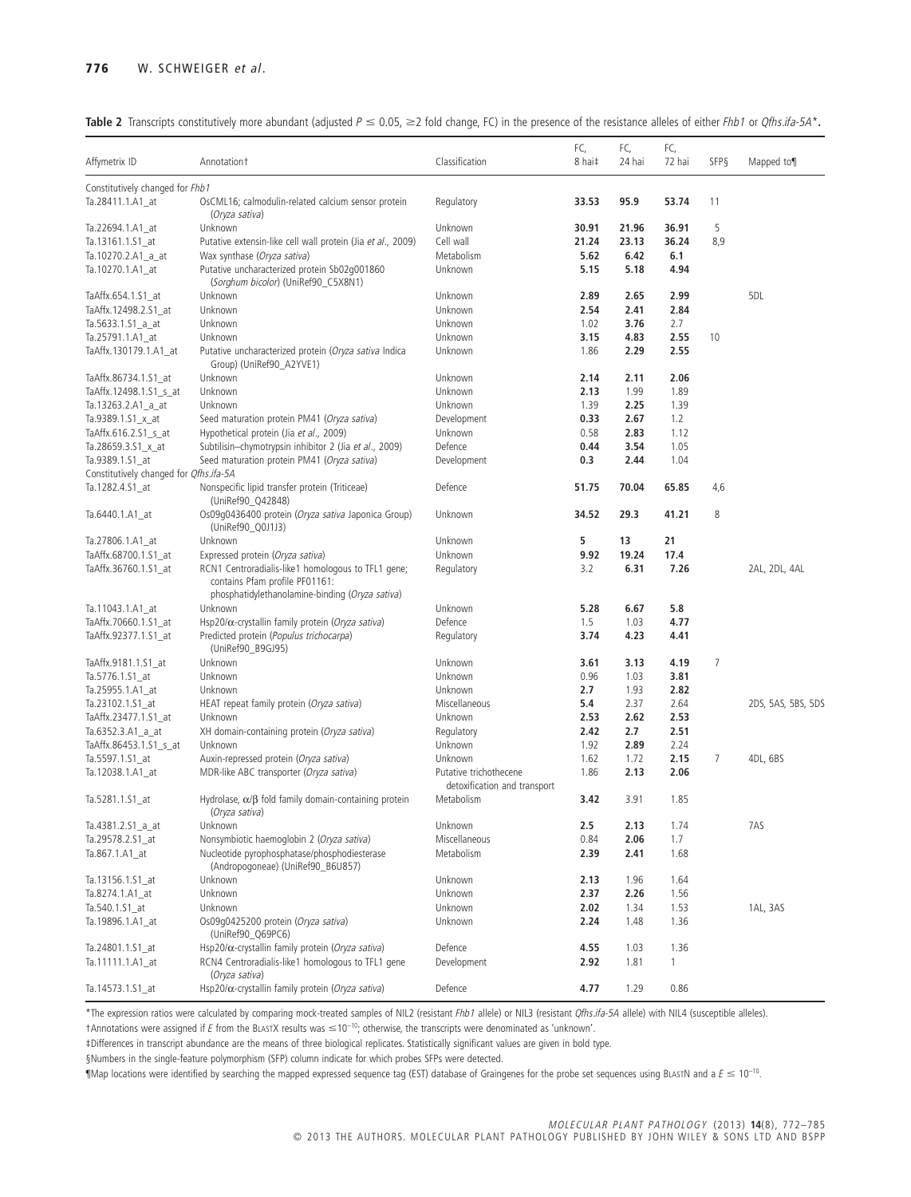**Table 2** Transcripts constitutively more abundant (adjusted $P \leq 0.05$, $\geq$2 fold change, FC) in the presence of the resistance alleles of either *Fhb1* or *Qfhs.ifa-5A*\*.

| Affymetrix ID | Annotation† | Classification | FC, 8 hai‡ | FC, 24 hai | FC, 72 hai | SFP§ | Mapped to¶ |
|---|---|---|---|---|---|---|---|
| Constitutively changed for *Fhb1* | | | | | | | |
| Ta.28411.1.A1_at | OsCML16; calmodulin-related calcium sensor protein (*Oryza sativa*) | Regulatory | **33.53** | **95.9** | **53.74** | 11 | |
| Ta.22694.1.A1_at | Unknown | Unknown | **30.91** | **21.96** | **36.91** | 5 | |
| Ta.13161.1.S1_at | Putative extensin-like cell wall protein (Jia *et al.*, 2009) | Cell wall | **21.24** | **23.13** | **36.24** | 8,9 | |
| Ta.10270.2.A1_a_at | Wax synthase (*Oryza sativa*) | Metabolism | **5.62** | **6.42** | **6.1** | | |
| Ta.10270.1.A1_at | Putative uncharacterized protein Sb02g001860 (*Sorghum bicolor*) (UniRef90_C5X8N1) | Unknown | **5.15** | **5.18** | **4.94** | | |
| TaAffx.654.1.S1_at | Unknown | Unknown | **2.89** | **2.65** | **2.99** | | 5DL |
| TaAffx.12498.2.S1_at | Unknown | Unknown | **2.54** | **2.41** | **2.84** | | |
| Ta.5633.1.S1_a_at | Unknown | Unknown | 1.02 | **3.76** | 2.7 | | |
| Ta.25791.1.A1_at | Unknown | Unknown | **3.15** | **4.83** | **2.55** | 10 | |
| TaAffx.130179.1.A1_at | Putative uncharacterized protein (*Oryza sativa* Indica Group) (UniRef90_A2YVE1) | Unknown | 1.86 | **2.29** | **2.55** | | |
| TaAffx.86734.1.S1_at | Unknown | Unknown | **2.14** | **2.11** | **2.06** | | |
| TaAffx.12498.1.S1_s_at | Unknown | Unknown | **2.13** | 1.99 | 1.89 | | |
| Ta.13263.2.A1_a_at | Unknown | Unknown | 1.39 | **2.25** | 1.39 | | |
| Ta.9389.1.S1_x_at | Seed maturation protein PM41 (*Oryza sativa*) | Development | **0.33** | **2.67** | 1.2 | | |
| TaAffx.616.2.S1_s_at | Hypothetical protein (Jia *et al.*, 2009) | Unknown | 0.58 | **2.83** | 1.12 | | |
| Ta.28659.3.S1_x_at | Subtilisin–chymotrypsin inhibitor 2 (Jia *et al.*, 2009) | Defence | **0.44** | **3.54** | 1.05 | | |
| Ta.9389.1.S1_at | Seed maturation protein PM41 (*Oryza sativa*) | Development | **0.3** | **2.44** | 1.04 | | |
| Constitutively changed for *Qfhs.ifa-5A* | | | | | | | |
| Ta.1282.4.S1_at | Nonspecific lipid transfer protein (Triticeae) (UniRef90_Q42848) | Defence | **51.75** | **70.04** | **65.85** | 4,6 | |
| Ta.6440.1.A1_at | Os09g0436400 protein (*Oryza sativa* Japonica Group) (UniRef90_Q0J1J3) | Unknown | **34.52** | **29.3** | **41.21** | 8 | |
| Ta.27806.1.A1_at | Unknown | Unknown | **5** | **13** | **21** | | |
| TaAffx.68700.1.S1_at | Expressed protein (*Oryza sativa*) | Unknown | **9.92** | **19.24** | **17.4** | | |
| TaAffx.36760.1.S1_at | RCN1 Centroradialis-like1 homologous to TFL1 gene; contains Pfam profile PF01161: phosphatidylethanolamine-binding (*Oryza sativa*) | Regulatory | 3.2 | **6.31** | **7.26** | | 2AL, 2DL, 4AL |
| Ta.11043.1.A1_at | Unknown | Unknown | **5.28** | **6.67** | **5.8** | | |
| TaAffx.70660.1.S1_at | Hsp20/$\alpha$-crystallin family protein (*Oryza sativa*) | Defence | 1.5 | 1.03 | **4.77** | | |
| TaAffx.92377.1.S1_at | Predicted protein (*Populus trichocarpa*) (UniRef90_B9GJ95) | Regulatory | **3.74** | **4.23** | **4.41** | | |
| TaAffx.9181.1.S1_at | Unknown | Unknown | **3.61** | **3.13** | **4.19** | 7 | |
| Ta.5776.1.S1_at | Unknown | Unknown | 0.96 | 1.03 | **3.81** | | |
| Ta.25955.1.A1_at | Unknown | Unknown | **2.7** | 1.93 | **2.82** | | |
| Ta.23102.1.S1_at | HEAT repeat family protein (*Oryza sativa*) | Miscellaneous | **5.4** | 2.37 | 2.64 | | 2DS, 5AS, 5BS, 5DS |
| TaAffx.23477.1.S1_at | Unknown | Unknown | **2.53** | **2.62** | **2.53** | | |
| Ta.6352.3.A1_a_at | XH domain-containing protein (*Oryza sativa*) | Regulatory | **2.42** | **2.7** | **2.51** | | |
| TaAffx.86453.1.S1_s_at | Unknown | Unknown | 1.92 | **2.89** | 2.24 | | |
| Ta.5597.1.S1_at | Auxin-repressed protein (*Oryza sativa*) | Unknown | 1.62 | 1.72 | **2.15** | 7 | 4DL, 6BS |
| Ta.12038.1.A1_at | MDR-like ABC transporter (*Oryza sativa*) | Putative trichothecene detoxification and transport | 1.86 | **2.13** | **2.06** | | |
| Ta.5281.1.S1_at | Hydrolase, $\alpha/\beta$ fold family domain-containing protein (*Oryza sativa*) | Metabolism | **3.42** | 3.91 | 1.85 | | |
| Ta.4381.2.S1_a_at | Unknown | Unknown | **2.5** | **2.13** | 1.74 | | 7AS |
| Ta.29578.2.S1_at | Nonsymbiotic haemoglobin 2 (*Oryza sativa*) | Miscellaneous | 0.84 | **2.06** | 1.7 | | |
| Ta.867.1.A1_at | Nucleotide pyrophosphatase/phosphodiesterase (Andropogoneae) (UniRef90_B6U857) | Metabolism | **2.39** | **2.41** | 1.68 | | |
| Ta.13156.1.S1_at | Unknown | Unknown | **2.13** | 1.96 | 1.64 | | |
| Ta.8274.1.A1_at | Unknown | Unknown | **2.37** | **2.26** | 1.56 | | |
| Ta.540.1.S1_at | Unknown | Unknown | **2.02** | 1.34 | 1.53 | | 1AL, 3AS |
| Ta.19896.1.A1_at | Os09g0425200 protein (*Oryza sativa*) (UniRef90_Q69PC6) | Unknown | **2.24** | 1.48 | 1.36 | | |
| Ta.24801.1.S1_at | Hsp20/$\alpha$-crystallin family protein (*Oryza sativa*) | Defence | **4.55** | 1.03 | 1.36 | | |
| Ta.11111.1.A1_at | RCN4 Centroradialis-like1 homologous to TFL1 gene (*Oryza sativa*) | Development | **2.92** | 1.81 | 1 | | |
| Ta.14573.1.S1_at | Hsp20/$\alpha$-crystallin family protein (*Oryza sativa*) | Defence | **4.77** | 1.29 | 0.86 | | |

\*The expression ratios were calculated by comparing mock-treated samples of NIL2 (resistant *Fhb1* allele) or NIL3 (resistant *Qfhs.ifa-5A* allele) with NIL4 (susceptible alleles).

†Annotations were assigned if *E* from the BLASTX results was $\leq 10^{-10}$; otherwise, the transcripts were denominated as 'unknown'.

‡Differences in transcript abundance are the means of three biological replicates. Statistically significant values are given in bold type.

§Numbers in the single-feature polymorphism (SFP) column indicate for which probes SFPs were detected.

¶Map locations were identified by searching the mapped expressed sequence tag (EST) database of Graingenes for the probe set sequences using BLASTN and a $E \leq 10^{-10}$.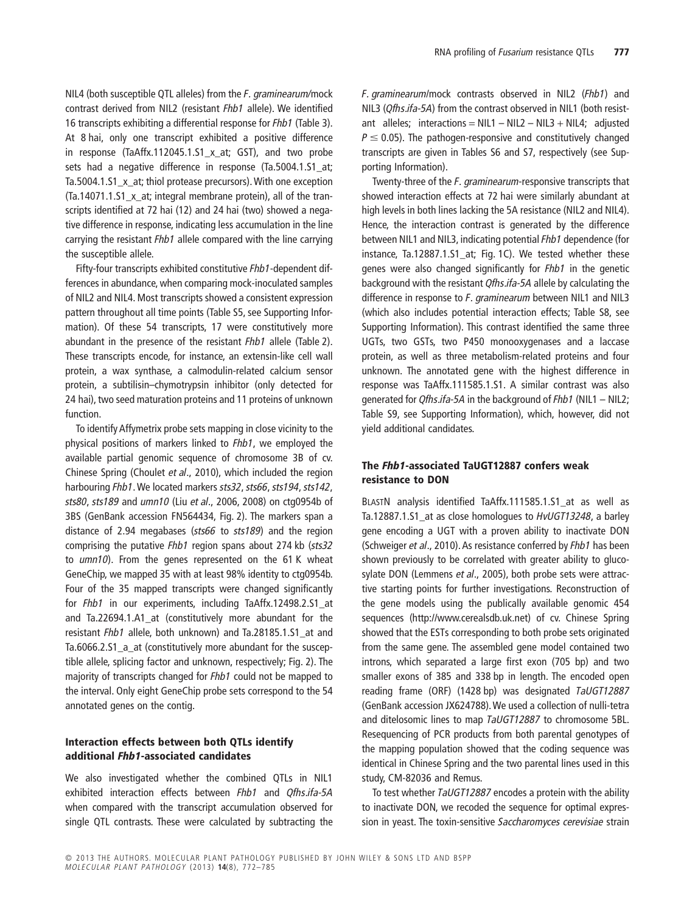NIL4 (both susceptible QTL alleles) from the *F. graminearum*/mock contrast derived from NIL2 (resistant *Fhb1* allele). We identified 16 transcripts exhibiting a differential response for *Fhb1* (Table 3). At 8 hai, only one transcript exhibited a positive difference in response (TaAffx.112045.1.S1_x_at; GST), and two probe sets had a negative difference in response (Ta.5004.1.S1_at; Ta.5004.1.S1_x_at; thiol protease precursors). With one exception (Ta.14071.1.S1_x_at; integral membrane protein), all of the transcripts identified at 72 hai (12) and 24 hai (two) showed a negative difference in response, indicating less accumulation in the line carrying the resistant *Fhb1* allele compared with the line carrying the susceptible allele.

Fifty-four transcripts exhibited constitutive *Fhb1*-dependent differences in abundance, when comparing mock-inoculated samples of NIL2 and NIL4. Most transcripts showed a consistent expression pattern throughout all time points (Table S5, see Supporting Information). Of these 54 transcripts, 17 were constitutively more abundant in the presence of the resistant *Fhb1* allele (Table 2). These transcripts encode, for instance, an extensin-like cell wall protein, a wax synthase, a calmodulin-related calcium sensor protein, a subtilisin–chymotrypsin inhibitor (only detected for 24 hai), two seed maturation proteins and 11 proteins of unknown function.

To identify Affymetrix probe sets mapping in close vicinity to the physical positions of markers linked to *Fhb1*, we employed the available partial genomic sequence of chromosome 3B of cv. Chinese Spring (Choulet *et al*., 2010), which included the region harbouring *Fhb1*. We located markers *sts32*, *sts66*, *sts194*, *sts142*, *sts80*, *sts189* and *umn10* (Liu *et al*., 2006, 2008) on ctg0954b of 3BS (GenBank accession FN564434, Fig. 2). The markers span a distance of 2.94 megabases (*sts66* to *sts189*) and the region comprising the putative *Fhb1* region spans about 274 kb (*sts32* to *umn10*). From the genes represented on the 61 K wheat GeneChip, we mapped 35 with at least 98% identity to ctg0954b. Four of the 35 mapped transcripts were changed significantly for *Fhb1* in our experiments, including TaAffx.12498.2.S1_at and Ta.22694.1.A1_at (constitutively more abundant for the resistant *Fhb1* allele, both unknown) and Ta.28185.1.S1_at and Ta.6066.2.S1_a_at (constitutively more abundant for the susceptible allele, splicing factor and unknown, respectively; Fig. 2). The majority of transcripts changed for *Fhb1* could not be mapped to the interval. Only eight GeneChip probe sets correspond to the 54 annotated genes on the contig.

### Interaction effects between both QTLs identify additional *Fhb1*-associated candidates

We also investigated whether the combined QTLs in NIL1 exhibited interaction effects between *Fhb1* and *Qfhs.ifa-5A* when compared with the transcript accumulation observed for single QTL contrasts. These were calculated by subtracting the *F. graminearum*/mock contrasts observed in NIL2 (*Fhb1*) and NIL3 (*Qfhs.ifa-5A*) from the contrast observed in NIL1 (both resistant alleles; interactions = NIL1 – NIL2 – NIL3 + NIL4; adjusted $P \leq 0.05$). The pathogen-responsive and constitutively changed transcripts are given in Tables S6 and S7, respectively (see Supporting Information).

Twenty-three of the *F. graminearum*-responsive transcripts that showed interaction effects at 72 hai were similarly abundant at high levels in both lines lacking the 5A resistance (NIL2 and NIL4). Hence, the interaction contrast is generated by the difference between NIL1 and NIL3, indicating potential *Fhb1* dependence (for instance, Ta.12887.1.S1_at; Fig. 1C). We tested whether these genes were also changed significantly for *Fhb1* in the genetic background with the resistant *Qfhs.ifa-5A* allele by calculating the difference in response to *F. graminearum* between NIL1 and NIL3 (which also includes potential interaction effects; Table S8, see Supporting Information). This contrast identified the same three UGTs, two GSTs, two P450 monooxygenases and a laccase protein, as well as three metabolism-related proteins and four unknown. The annotated gene with the highest difference in response was TaAffx.111585.1.S1. A similar contrast was also generated for *Qfhs.ifa-5A* in the background of *Fhb1* (NIL1 – NIL2; Table S9, see Supporting Information), which, however, did not yield additional candidates.

### The *Fhb1*-associated TaUGT12887 confers weak resistance to DON

BLASTN analysis identified TaAffx.111585.1.S1_at as well as Ta.12887.1.S1_at as close homologues to *HvUGT13248*, a barley gene encoding a UGT with a proven ability to inactivate DON (Schweiger *et al*., 2010). As resistance conferred by *Fhb1* has been shown previously to be correlated with greater ability to glucosylate DON (Lemmens *et al*., 2005), both probe sets were attractive starting points for further investigations. Reconstruction of the gene models using the publically available genomic 454 sequences (http://www.cerealsdb.uk.net) of cv. Chinese Spring showed that the ESTs corresponding to both probe sets originated from the same gene. The assembled gene model contained two introns, which separated a large first exon (705 bp) and two smaller exons of 385 and 338 bp in length. The encoded open reading frame (ORF) (1428 bp) was designated *TaUGT12887* (GenBank accession JX624788). We used a collection of nulli-tetra and ditelosomic lines to map *TaUGT12887* to chromosome 5BL. Resequencing of PCR products from both parental genotypes of the mapping population showed that the coding sequence was identical in Chinese Spring and the two parental lines used in this study, CM-82036 and Remus.

To test whether *TaUGT12887* encodes a protein with the ability to inactivate DON, we recoded the sequence for optimal expression in yeast. The toxin-sensitive *Saccharomyces cerevisiae* strain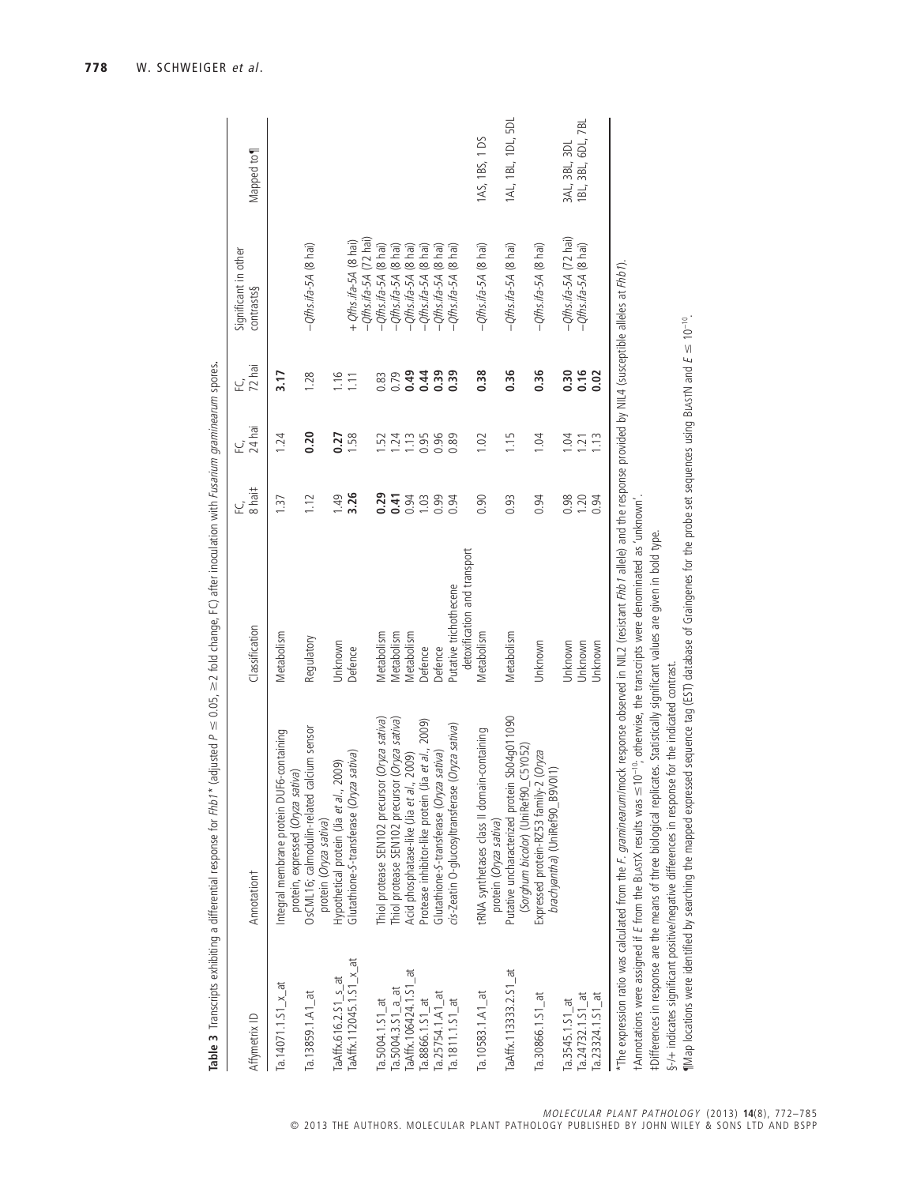**Table 3** Transcripts exhibiting a differential response for *Fhb1*\* (adjusted $P \leq 0.05$, $\geq 2$ fold change, FC) after inoculation with *Fusarium graminearum* spores.

| Affymetrix ID | Annotation† | Classification | FC, 8 hai‡ | FC, 24 hai | FC, 72 hai | Significant in other contrasts§ | Mapped to¶ |
|---|---|---|---|---|---|---|---|
| Ta.14071.1.S1_x_at | Integral membrane protein DUF6-containing protein, expressed (*Oryza sativa*) | Metabolism | 1.37 | 1.24 | **3.17** | | |
| Ta.13859.1.A1_at | OsCML16; calmodulin-related calcium sensor protein (*Oryza sativa*) | Regulatory | 1.12 | **0.20** | 1.28 | −*Qfhs.ifa-5A* (8 hai) | |
| TaAffx.616.2.S1_s_at | Hypothetical protein (Jia *et al*., 2009) | Unknown | 1.49 | **0.27** | 1.16 | | |
| TaAffx.112045.1.S1_x_at | Glutathione-S-transferase (*Oryza sativa*) | Defence | **3.26** | 1.58 | 1.11 | + *Qfhs.ifa-5A* (8 hai) −*Qfhs.ifa-5A* (72 hai) | |
| Ta.5004.1.S1_at | Thiol protease SEN102 precursor (*Oryza sativa*) | Metabolism | **0.29** | 1.52 | 0.83 | −*Qfhs.ifa-5A* (8 hai) | |
| Ta.5004.3.S1_a_at | Thiol protease SEN102 precursor (*Oryza sativa*) | Metabolism | **0.41** | 1.24 | 0.79 | −*Qfhs.ifa-5A* (8 hai) | |
| TaAffx.106424.1.S1_at | Acid phosphatase-like (Jia *et al*., 2009) | Metabolism | 0.94 | 1.13 | **0.49** | −*Qfhs.ifa-5A* (8 hai) | |
| Ta.8866.1.S1_at | Protease inhibitor-like protein (Jia *et al*., 2009) | Defence | 1.03 | 0.95 | **0.44** | −*Qfhs.ifa-5A* (8 hai) | |
| Ta.25754.1.A1_at | Glutathione-S-transferase (*Oryza sativa*) | Defence | 0.99 | 0.96 | **0.39** | −*Qfhs.ifa-5A* (8 hai) | |
| Ta.1811.1.S1_at | *cis*-Zeatin O-glucosyltransferase (*Oryza sativa*) | Putative trichothecene detoxification and transport | 0.94 | 0.89 | **0.39** | −*Qfhs.ifa-5A* (8 hai) | |
| Ta.10583.1.A1_at | tRNA synthetases class II domain-containing protein (*Oryza sativa*) | Metabolism | 0.90 | 1.02 | **0.38** | −*Qfhs.ifa-5A* (8 hai) | 1AS, 1BS, 1 DS |
| TaAffx.113333.2.S1_at | Putative uncharacterized protein Sb04g011090 (*Sorghum bicolor*) (UniRef90_C5Y052) | Metabolism | 0.93 | 1.15 | **0.36** | −*Qfhs.ifa-5A* (8 hai) | 1AL, 1BL, 1DL, 5DL |
| Ta.30866.1.S1_at | Expressed protein-RZ53 family-2 (*Oryza brachyantha*) (UniRef90_B9V0I1) | Unknown | 0.94 | 1.04 | **0.36** | −*Qfhs.ifa-5A* (8 hai) | |
| Ta.3545.1.S1_at | | Unknown | 0.98 | 1.04 | **0.30** | −*Qfhs.ifa-5A* (72 hai) | 3AL, 3BL, 3DL |
| Ta.24732.1.S1_at | | Unknown | 1.20 | 1.21 | **0.16** | −*Qfhs.ifa-5A* (8 hai) | 1BL, 3BL, 6DL, 7BL |
| Ta.23324.1.S1_at | | Unknown | 0.94 | 1.13 | **0.02** | | |

\*The expression ratio was calculated from the *F. graminearum*/mock response observed in NIL2 (resistant *Fhb1* allele) and the response provided by NIL4 (susceptible alleles at *Fhb1*).

†Annotations were assigned if *E* from the BLASTX results was $\leq 10^{-10}$; otherwise, the transcripts were denominated as 'unknown'.

‡Differences in response are the means of three biological replicates. Statistically significant values are given in bold type.

§-/+ indicates significant positive/negative differences in response for the indicated contrast.

¶Map locations were identified by searching the mapped expressed sequence tag (EST) database of Graingenes for the probe set sequences using BLASTN and $E \leq 10^{-10}$.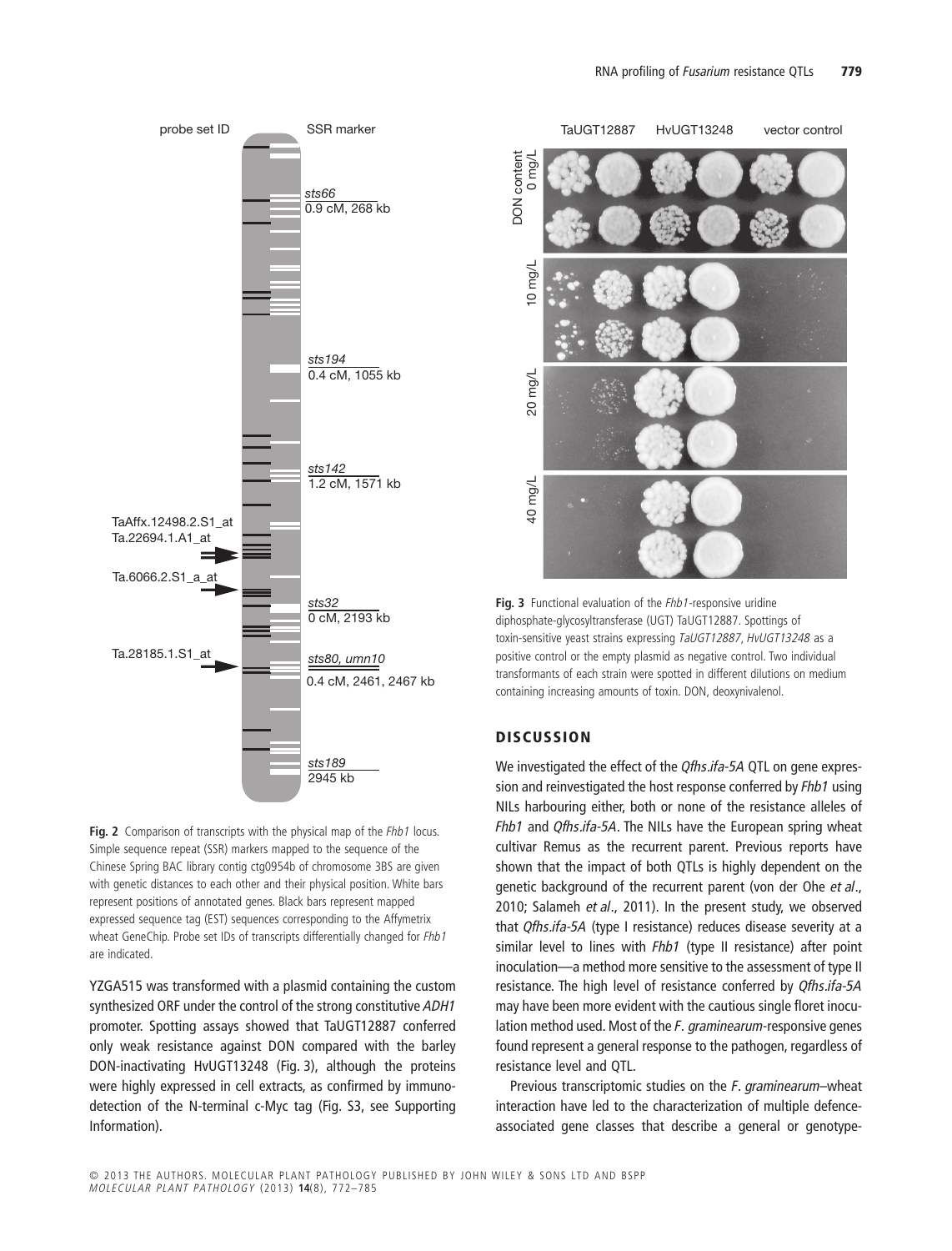**Fig. 2** Comparison of transcripts with the physical map of the *Fhb1* locus. Simple sequence repeat (SSR) markers mapped to the sequence of the Chinese Spring BAC library contig ctg0954b of chromosome 3BS are given with genetic distances to each other and their physical position. White bars represent positions of annotated genes. Black bars represent mapped expressed sequence tag (EST) sequences corresponding to the Affymetrix wheat GeneChip. Probe set IDs of transcripts differentially changed for *Fhb1* are indicated.

YZGA515 was transformed with a plasmid containing the custom synthesized ORF under the control of the strong constitutive *ADH1* promoter. Spotting assays showed that TaUGT12887 conferred only weak resistance against DON compared with the barley DON-inactivating HvUGT13248 (Fig. 3), although the proteins were highly expressed in cell extracts, as confirmed by immunodetection of the N-terminal c-Myc tag (Fig. S3, see Supporting Information).

**Fig. 3** Functional evaluation of the *Fhb1*-responsive uridine diphosphate-glycosyltransferase (UGT) TaUGT12887. Spottings of toxin-sensitive yeast strains expressing *TaUGT12887*, *HvUGT13248* as a positive control or the empty plasmid as negative control. Two individual transformants of each strain were spotted in different dilutions on medium containing increasing amounts of toxin. DON, deoxynivalenol.

## DISCUSSION

We investigated the effect of the *Qfhs.ifa-5A* QTL on gene expression and reinvestigated the host response conferred by *Fhb1* using NILs harbouring either, both or none of the resistance alleles of *Fhb1* and *Qfhs.ifa-5A*. The NILs have the European spring wheat cultivar Remus as the recurrent parent. Previous reports have shown that the impact of both QTLs is highly dependent on the genetic background of the recurrent parent (von der Ohe *et al*., 2010; Salameh *et al*., 2011). In the present study, we observed that *Qfhs.ifa-5A* (type I resistance) reduces disease severity at a similar level to lines with *Fhb1* (type II resistance) after point inoculation—a method more sensitive to the assessment of type II resistance. The high level of resistance conferred by *Qfhs.ifa-5A* may have been more evident with the cautious single floret inoculation method used. Most of the *F. graminearum*-responsive genes found represent a general response to the pathogen, regardless of resistance level and QTL.

Previous transcriptomic studies on the *F. graminearum*–wheat interaction have led to the characterization of multiple defence-associated gene classes that describe a general or genotype-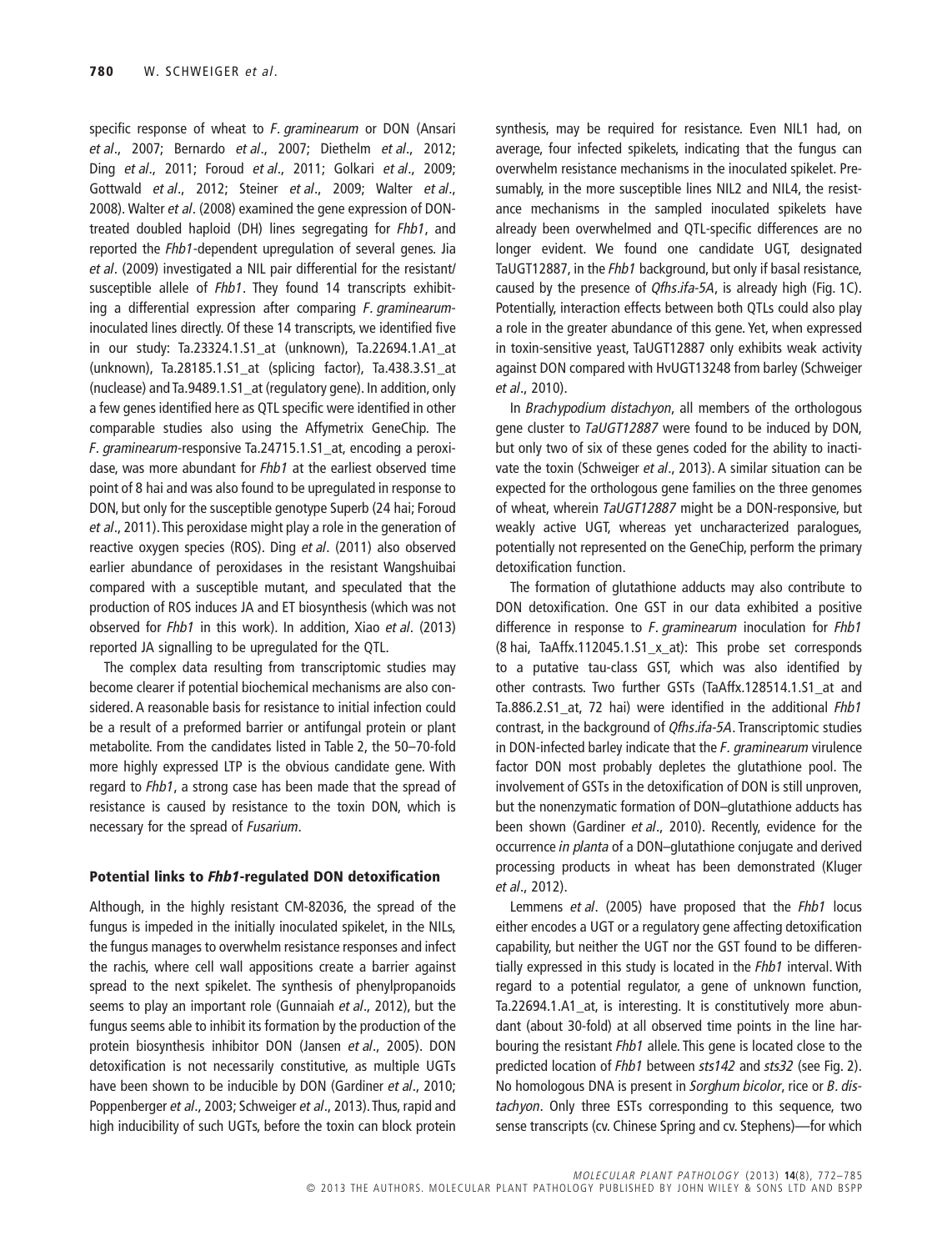specific response of wheat to *F. graminearum* or DON (Ansari *et al*., 2007; Bernardo *et al*., 2007; Diethelm *et al*., 2012; Ding *et al*., 2011; Foroud *et al*., 2011; Golkari *et al*., 2009; Gottwald *et al*., 2012; Steiner *et al*., 2009; Walter *et al*., 2008). Walter *et al*. (2008) examined the gene expression of DON-treated doubled haploid (DH) lines segregating for *Fhb1*, and reported the *Fhb1*-dependent upregulation of several genes. Jia *et al*. (2009) investigated a NIL pair differential for the resistant/susceptible allele of *Fhb1*. They found 14 transcripts exhibiting a differential expression after comparing *F. graminearum*-inoculated lines directly. Of these 14 transcripts, we identified five in our study: Ta.23324.1.S1_at (unknown), Ta.22694.1.A1_at (unknown), Ta.28185.1.S1_at (splicing factor), Ta.438.3.S1_at (nuclease) and Ta.9489.1.S1_at (regulatory gene). In addition, only a few genes identified here as QTL specific were identified in other comparable studies also using the Affymetrix GeneChip. The *F. graminearum*-responsive Ta.24715.1.S1_at, encoding a peroxidase, was more abundant for *Fhb1* at the earliest observed time point of 8 hai and was also found to be upregulated in response to DON, but only for the susceptible genotype Superb (24 hai; Foroud *et al*., 2011). This peroxidase might play a role in the generation of reactive oxygen species (ROS). Ding *et al*. (2011) also observed earlier abundance of peroxidases in the resistant Wangshuibai compared with a susceptible mutant, and speculated that the production of ROS induces JA and ET biosynthesis (which was not observed for *Fhb1* in this work). In addition, Xiao *et al*. (2013) reported JA signalling to be upregulated for the QTL.

The complex data resulting from transcriptomic studies may become clearer if potential biochemical mechanisms are also considered. A reasonable basis for resistance to initial infection could be a result of a preformed barrier or antifungal protein or plant metabolite. From the candidates listed in Table 2, the 50–70-fold more highly expressed LTP is the obvious candidate gene. With regard to *Fhb1*, a strong case has been made that the spread of resistance is caused by resistance to the toxin DON, which is necessary for the spread of *Fusarium*.

### Potential links to *Fhb1*-regulated DON detoxification

Although, in the highly resistant CM-82036, the spread of the fungus is impeded in the initially inoculated spikelet, in the NILs, the fungus manages to overwhelm resistance responses and infect the rachis, where cell wall appositions create a barrier against spread to the next spikelet. The synthesis of phenylpropanoids seems to play an important role (Gunnaiah *et al*., 2012), but the fungus seems able to inhibit its formation by the production of the protein biosynthesis inhibitor DON (Jansen *et al*., 2005). DON detoxification is not necessarily constitutive, as multiple UGTs have been shown to be inducible by DON (Gardiner *et al*., 2010; Poppenberger *et al*., 2003; Schweiger *et al*., 2013). Thus, rapid and high inducibility of such UGTs, before the toxin can block protein synthesis, may be required for resistance. Even NIL1 had, on average, four infected spikelets, indicating that the fungus can overwhelm resistance mechanisms in the inoculated spikelet. Presumably, in the more susceptible lines NIL2 and NIL4, the resistance mechanisms in the sampled inoculated spikelets have already been overwhelmed and QTL-specific differences are no longer evident. We found one candidate UGT, designated TaUGT12887, in the *Fhb1* background, but only if basal resistance, caused by the presence of *Qfhs.ifa-5A*, is already high (Fig. 1C). Potentially, interaction effects between both QTLs could also play a role in the greater abundance of this gene. Yet, when expressed in toxin-sensitive yeast, TaUGT12887 only exhibits weak activity against DON compared with HvUGT13248 from barley (Schweiger *et al*., 2010).

In *Brachypodium distachyon*, all members of the orthologous gene cluster to *TaUGT12887* were found to be induced by DON, but only two of six of these genes coded for the ability to inactivate the toxin (Schweiger *et al*., 2013). A similar situation can be expected for the orthologous gene families on the three genomes of wheat, wherein *TaUGT12887* might be a DON-responsive, but weakly active UGT, whereas yet uncharacterized paralogues, potentially not represented on the GeneChip, perform the primary detoxification function.

The formation of glutathione adducts may also contribute to DON detoxification. One GST in our data exhibited a positive difference in response to *F. graminearum* inoculation for *Fhb1* (8 hai, TaAffx.112045.1.S1_x_at): This probe set corresponds to a putative tau-class GST, which was also identified by other contrasts. Two further GSTs (TaAffx.128514.1.S1_at and Ta.886.2.S1_at, 72 hai) were identified in the additional *Fhb1* contrast, in the background of *Qfhs.ifa-5A*. Transcriptomic studies in DON-infected barley indicate that the *F. graminearum* virulence factor DON most probably depletes the glutathione pool. The involvement of GSTs in the detoxification of DON is still unproven, but the nonenzymatic formation of DON–glutathione adducts has been shown (Gardiner *et al*., 2010). Recently, evidence for the occurrence *in planta* of a DON–glutathione conjugate and derived processing products in wheat has been demonstrated (Kluger *et al*., 2012).

Lemmens *et al*. (2005) have proposed that the *Fhb1* locus either encodes a UGT or a regulatory gene affecting detoxification capability, but neither the UGT nor the GST found to be differentially expressed in this study is located in the *Fhb1* interval. With regard to a potential regulator, a gene of unknown function, Ta.22694.1.A1_at, is interesting. It is constitutively more abundant (about 30-fold) at all observed time points in the line harbouring the resistant *Fhb1* allele. This gene is located close to the predicted location of *Fhb1* between *sts142* and *sts32* (see Fig. 2). No homologous DNA is present in *Sorghum bicolor*, rice or *B. distachyon*. Only three ESTs corresponding to this sequence, two sense transcripts (cv. Chinese Spring and cv. Stephens)—for which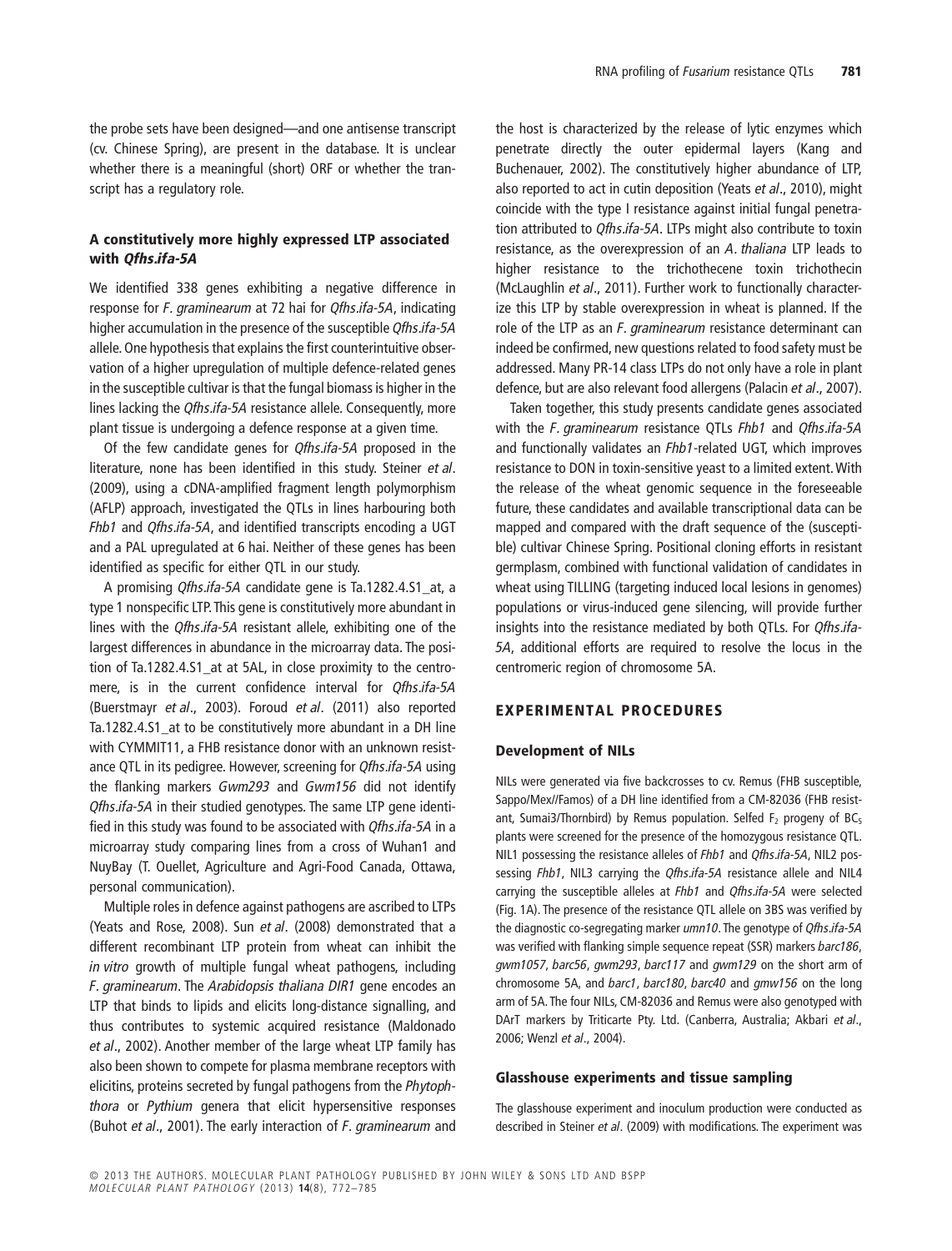the probe sets have been designed—and one antisense transcript (cv. Chinese Spring), are present in the database. It is unclear whether there is a meaningful (short) ORF or whether the transcript has a regulatory role.

### A constitutively more highly expressed LTP associated with *Qfhs.ifa-5A*

We identified 338 genes exhibiting a negative difference in response for *F. graminearum* at 72 hai for *Qfhs.ifa-5A*, indicating higher accumulation in the presence of the susceptible *Qfhs.ifa-5A* allele. One hypothesis that explains the first counterintuitive observation of a higher upregulation of multiple defence-related genes in the susceptible cultivar is that the fungal biomass is higher in the lines lacking the *Qfhs.ifa-5A* resistance allele. Consequently, more plant tissue is undergoing a defence response at a given time.

Of the few candidate genes for *Qfhs.ifa-5A* proposed in the literature, none has been identified in this study. Steiner *et al*. (2009), using a cDNA-amplified fragment length polymorphism (AFLP) approach, investigated the QTLs in lines harbouring both *Fhb1* and *Qfhs.ifa-5A*, and identified transcripts encoding a UGT and a PAL upregulated at 6 hai. Neither of these genes has been identified as specific for either QTL in our study.

A promising *Qfhs.ifa-5A* candidate gene is Ta.1282.4.S1_at, a type 1 nonspecific LTP. This gene is constitutively more abundant in lines with the *Qfhs.ifa-5A* resistant allele, exhibiting one of the largest differences in abundance in the microarray data. The position of Ta.1282.4.S1_at at 5AL, in close proximity to the centromere, is in the current confidence interval for *Qfhs.ifa-5A* (Buerstmayr *et al*., 2003). Foroud *et al*. (2011) also reported Ta.1282.4.S1_at to be constitutively more abundant in a DH line with CYMMIT11, a FHB resistance donor with an unknown resistance QTL in its pedigree. However, screening for *Qfhs.ifa-5A* using the flanking markers *Gwm293* and *Gwm156* did not identify *Qfhs.ifa-5A* in their studied genotypes. The same LTP gene identified in this study was found to be associated with *Qfhs.ifa-5A* in a microarray study comparing lines from a cross of Wuhan1 and NuyBay (T. Ouellet, Agriculture and Agri-Food Canada, Ottawa, personal communication).

Multiple roles in defence against pathogens are ascribed to LTPs (Yeats and Rose, 2008). Sun *et al*. (2008) demonstrated that a different recombinant LTP protein from wheat can inhibit the *in vitro* growth of multiple fungal wheat pathogens, including *F. graminearum*. The *Arabidopsis thaliana DIR1* gene encodes an LTP that binds to lipids and elicits long-distance signalling, and thus contributes to systemic acquired resistance (Maldonado *et al*., 2002). Another member of the large wheat LTP family has also been shown to compete for plasma membrane receptors with elicitins, proteins secreted by fungal pathogens from the *Phytophthora* or *Pythium* genera that elicit hypersensitive responses (Buhot *et al*., 2001). The early interaction of *F. graminearum* and the host is characterized by the release of lytic enzymes which penetrate directly the outer epidermal layers (Kang and Buchenauer, 2002). The constitutively higher abundance of LTP, also reported to act in cutin deposition (Yeats *et al*., 2010), might coincide with the type I resistance against initial fungal penetration attributed to *Qfhs.ifa-5A*. LTPs might also contribute to toxin resistance, as the overexpression of an *A. thaliana* LTP leads to higher resistance to the trichothecene toxin trichothecin (McLaughlin *et al*., 2011). Further work to functionally characterize this LTP by stable overexpression in wheat is planned. If the role of the LTP as an *F. graminearum* resistance determinant can indeed be confirmed, new questions related to food safety must be addressed. Many PR-14 class LTPs do not only have a role in plant defence, but are also relevant food allergens (Palacin *et al*., 2007).

Taken together, this study presents candidate genes associated with the *F. graminearum* resistance QTLs *Fhb1* and *Qfhs.ifa-5A* and functionally validates an *Fhb1*-related UGT, which improves resistance to DON in toxin-sensitive yeast to a limited extent. With the release of the wheat genomic sequence in the foreseeable future, these candidates and available transcriptional data can be mapped and compared with the draft sequence of the (susceptible) cultivar Chinese Spring. Positional cloning efforts in resistant germplasm, combined with functional validation of candidates in wheat using TILLING (targeting induced local lesions in genomes) populations or virus-induced gene silencing, will provide further insights into the resistance mediated by both QTLs. For *Qfhs.ifa-5A*, additional efforts are required to resolve the locus in the centromeric region of chromosome 5A.

## EXPERIMENTAL PROCEDURES

### Development of NILs

NILs were generated via five backcrosses to cv. Remus (FHB susceptible, Sappo/Mex//Famos) of a DH line identified from a CM-82036 (FHB resistant, Sumai3/Thornbird) by Remus population. Selfed $F_2$ progeny of $BC_5$ plants were screened for the presence of the homozygous resistance QTL. NIL1 possessing the resistance alleles of *Fhb1* and *Qfhs.ifa-5A*, NIL2 possessing *Fhb1*, NIL3 carrying the *Qfhs.ifa-5A* resistance allele and NIL4 carrying the susceptible alleles at *Fhb1* and *Qfhs.ifa-5A* were selected (Fig. 1A). The presence of the resistance QTL allele on 3BS was verified by the diagnostic co-segregating marker *umn10*. The genotype of *Qfhs.ifa-5A* was verified with flanking simple sequence repeat (SSR) markers *barc186*, *gwm1057*, *barc56*, *gwm293*, *barc117* and *gwm129* on the short arm of chromosome 5A, and *barc1*, *barc180*, *barc40* and *gmw156* on the long arm of 5A. The four NILs, CM-82036 and Remus were also genotyped with DArT markers by Triticarte Pty. Ltd. (Canberra, Australia; Akbari *et al*., 2006; Wenzl *et al*., 2004).

### Glasshouse experiments and tissue sampling

The glasshouse experiment and inoculum production were conducted as described in Steiner *et al*. (2009) with modifications. The experiment was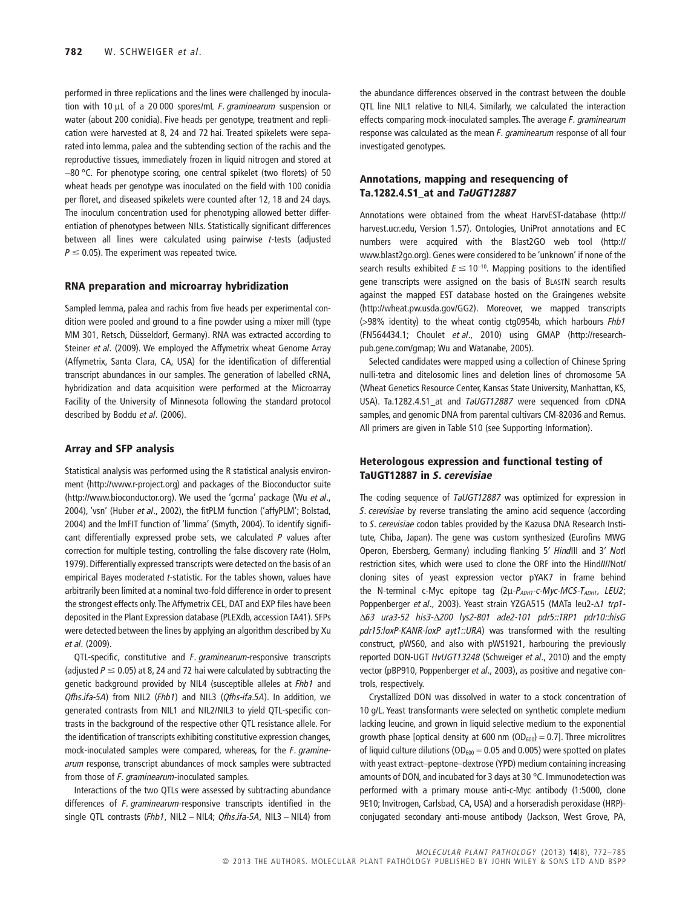performed in three replications and the lines were challenged by inoculation with 10 μL of a 20 000 spores/mL *F. graminearum* suspension or water (about 200 conidia). Five heads per genotype, treatment and replication were harvested at 8, 24 and 72 hai. Treated spikelets were separated into lemma, palea and the subtending section of the rachis and the reproductive tissues, immediately frozen in liquid nitrogen and stored at −80 °C. For phenotype scoring, one central spikelet (two florets) of 50 wheat heads per genotype was inoculated on the field with 100 conidia per floret, and diseased spikelets were counted after 12, 18 and 24 days. The inoculum concentration used for phenotyping allowed better differentiation of phenotypes between NILs. Statistically significant differences between all lines were calculated using pairwise *t*-tests (adjusted $P \leq 0.05$). The experiment was repeated twice.

### RNA preparation and microarray hybridization

Sampled lemma, palea and rachis from five heads per experimental condition were pooled and ground to a fine powder using a mixer mill (type MM 301, Retsch, Düsseldorf, Germany). RNA was extracted according to Steiner *et al*. (2009). We employed the Affymetrix wheat Genome Array (Affymetrix, Santa Clara, CA, USA) for the identification of differential transcript abundances in our samples. The generation of labelled cRNA, hybridization and data acquisition were performed at the Microarray Facility of the University of Minnesota following the standard protocol described by Boddu *et al*. (2006).

### Array and SFP analysis

Statistical analysis was performed using the R statistical analysis environment (http://www.r-project.org) and packages of the Bioconductor suite (http://www.bioconductor.org). We used the 'gcrma' package (Wu *et al*., 2004), 'vsn' (Huber *et al*., 2002), the fitPLM function ('affyPLM'; Bolstad, 2004) and the lmFIT function of 'limma' (Smyth, 2004). To identify significant differentially expressed probe sets, we calculated *P* values after correction for multiple testing, controlling the false discovery rate (Holm, 1979). Differentially expressed transcripts were detected on the basis of an empirical Bayes moderated *t*-statistic. For the tables shown, values have arbitrarily been limited at a nominal two-fold difference in order to present the strongest effects only. The Affymetrix CEL, DAT and EXP files have been deposited in the Plant Expression database (PLEXdb, accession TA41). SFPs were detected between the lines by applying an algorithm described by Xu *et al*. (2009).

QTL-specific, constitutive and *F. graminearum*-responsive transcripts (adjusted $P \leq 0.05$) at 8, 24 and 72 hai were calculated by subtracting the genetic background provided by NIL4 (susceptible alleles at *Fhb1* and *Qfhs.ifa-5A*) from NIL2 (*Fhb1*) and NIL3 (*Qfhs.ifa-5A*). In addition, we generated contrasts from NIL1 and NIL2/NIL3 to yield QTL-specific contrasts in the background of the respective other QTL resistance allele. For the identification of transcripts exhibiting constitutive expression changes, mock-inoculated samples were compared, whereas, for the *F. graminearum* response, transcript abundances of mock samples were subtracted from those of *F. graminearum*-inoculated samples.

Interactions of the two QTLs were assessed by subtracting abundance differences of *F. graminearum*-responsive transcripts identified in the single QTL contrasts (*Fhb1*, NIL2 – NIL4; *Qfhs.ifa-5A*, NIL3 – NIL4) from the abundance differences observed in the contrast between the double QTL line NIL1 relative to NIL4. Similarly, we calculated the interaction effects comparing mock-inoculated samples. The average *F. graminearum* response was calculated as the mean *F. graminearum* response of all four investigated genotypes.

### Annotations, mapping and resequencing of Ta.1282.4.S1_at and *TaUGT12887*

Annotations were obtained from the wheat HarvEST-database (http://harvest.ucr.edu, Version 1.57). Ontologies, UniProt annotations and EC numbers were acquired with the Blast2GO web tool (http://www.blast2go.org). Genes were considered to be 'unknown' if none of the search results exhibited $E \leq 10^{-10}$. Mapping positions to the identified gene transcripts were assigned on the basis of BLASTN search results against the mapped EST database hosted on the Graingenes website (http://wheat.pw.usda.gov/GG2). Moreover, we mapped transcripts (>98% identity) to the wheat contig ctg0954b, which harbours *Fhb1* (FN564434.1; Choulet *et al*., 2010) using GMAP (http://research-pub.gene.com/gmap; Wu and Watanabe, 2005).

Selected candidates were mapped using a collection of Chinese Spring nulli-tetra and ditelosomic lines and deletion lines of chromosome 5A (Wheat Genetics Resource Center, Kansas State University, Manhattan, KS, USA). Ta.1282.4.S1_at and *TaUGT12887* were sequenced from cDNA samples, and genomic DNA from parental cultivars CM-82036 and Remus. All primers are given in Table S10 (see Supporting Information).

### Heterologous expression and functional testing of TaUGT12887 in *S. cerevisiae*

The coding sequence of *TaUGT12887* was optimized for expression in *S. cerevisiae* by reverse translating the amino acid sequence (according to *S. cerevisiae* codon tables provided by the Kazusa DNA Research Institute, Chiba, Japan). The gene was custom synthesized (Eurofins MWG Operon, Ebersberg, Germany) including flanking 5′ *Hin*dIII and 3′ *Not*I restriction sites, which were used to clone the ORF into the *Hin*dIII/*Not*I cloning sites of yeast expression vector pYAK7 in frame behind the N-terminal c-Myc epitope tag (2μ-$P_{ADH1}$-*c-Myc*-MCS-$T_{ADH1}$, *LEU2*; Poppenberger *et al*., 2003). Yeast strain YZGA515 (MATa leu2-Δ*1 trp1-Δ63 ura3-52 his3-Δ200 lys2-801 ade2-101 pdr5::TRP1 pdr10::hisG pdr15:loxP-KANR-loxP ayt1::URA*) was transformed with the resulting construct, pWS60, and also with pWS1921, harbouring the previously reported DON-UGT *HvUGT13248* (Schweiger *et al*., 2010) and the empty vector (pBP910, Poppenberger *et al*., 2003), as positive and negative controls, respectively.

Crystallized DON was dissolved in water to a stock concentration of 10 g/L. Yeast transformants were selected on synthetic complete medium lacking leucine, and grown in liquid selective medium to the exponential growth phase [optical density at 600 nm ($OD_{600}$) = 0.7]. Three microlitres of liquid culture dilutions ($OD_{600}$ = 0.05 and 0.005) were spotted on plates with yeast extract–peptone–dextrose (YPD) medium containing increasing amounts of DON, and incubated for 3 days at 30 °C. Immunodetection was performed with a primary mouse anti-c-Myc antibody (1:5000, clone 9E10; Invitrogen, Carlsbad, CA, USA) and a horseradish peroxidase (HRP)-conjugated secondary anti-mouse antibody (Jackson, West Grove, PA,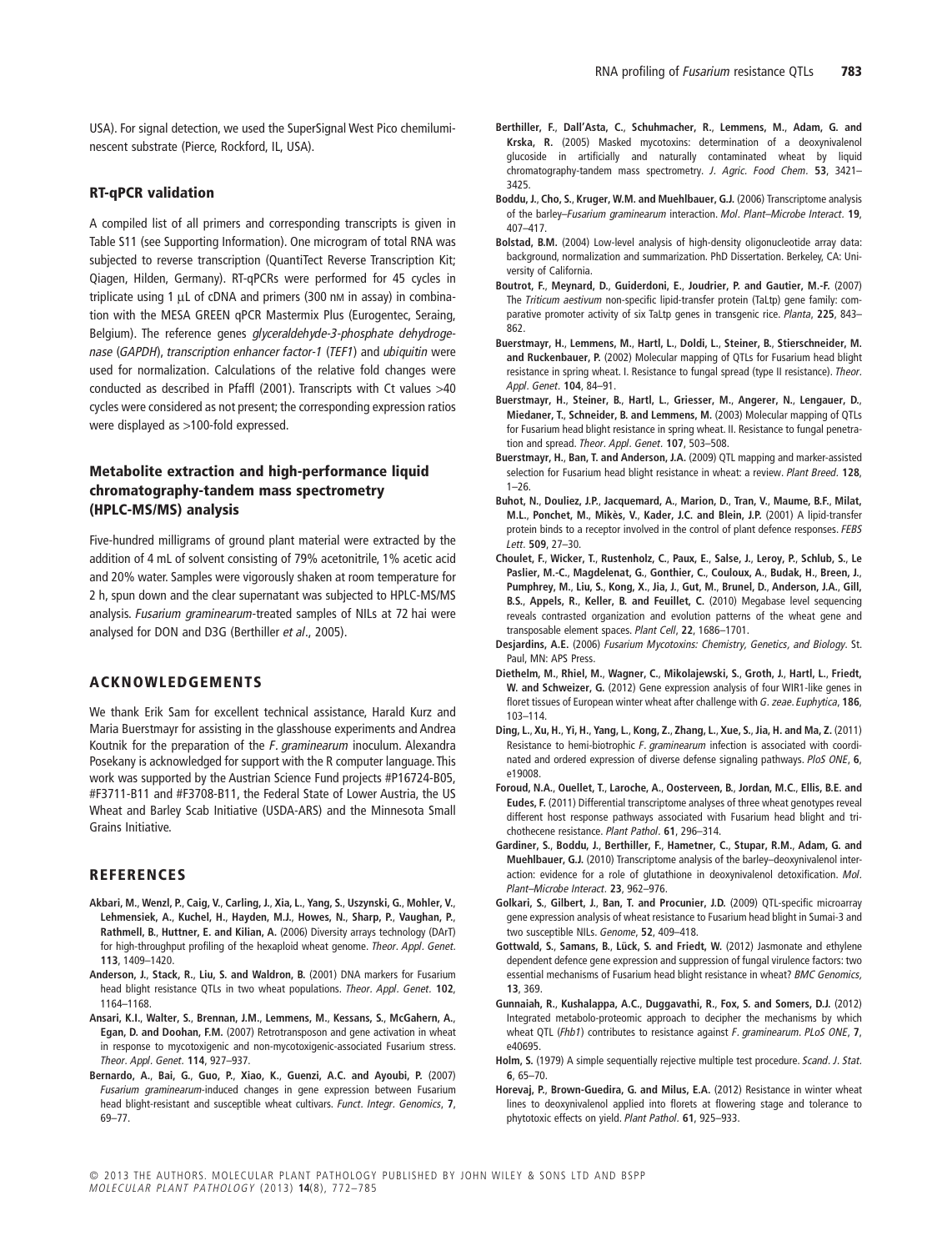USA). For signal detection, we used the SuperSignal West Pico chemiluminescent substrate (Pierce, Rockford, IL, USA).

### RT-qPCR validation

A compiled list of all primers and corresponding transcripts is given in Table S11 (see Supporting Information). One microgram of total RNA was subjected to reverse transcription (QuantiTect Reverse Transcription Kit; Qiagen, Hilden, Germany). RT-qPCRs were performed for 45 cycles in triplicate using 1 μL of cDNA and primers (300 nM in assay) in combination with the MESA GREEN qPCR Mastermix Plus (Eurogentec, Seraing, Belgium). The reference genes *glyceraldehyde-3-phosphate dehydrogenase* (*GAPDH*), *transcription enhancer factor-1* (*TEF1*) and *ubiquitin* were used for normalization. Calculations of the relative fold changes were conducted as described in Pfaffl (2001). Transcripts with Ct values >40 cycles were considered as not present; the corresponding expression ratios were displayed as >100-fold expressed.

### Metabolite extraction and high-performance liquid chromatography-tandem mass spectrometry (HPLC-MS/MS) analysis

Five-hundred milligrams of ground plant material were extracted by the addition of 4 mL of solvent consisting of 79% acetonitrile, 1% acetic acid and 20% water. Samples were vigorously shaken at room temperature for 2 h, spun down and the clear supernatant was subjected to HPLC-MS/MS analysis. *Fusarium graminearum*-treated samples of NILs at 72 hai were analysed for DON and D3G (Berthiller *et al*., 2005).

## ACKNOWLEDGEMENTS

We thank Erik Sam for excellent technical assistance, Harald Kurz and Maria Buerstmayr for assisting in the glasshouse experiments and Andrea Koutnik for the preparation of the *F. graminearum* inoculum. Alexandra Posekany is acknowledged for support with the R computer language. This work was supported by the Austrian Science Fund projects #P16724-B05, #F3711-B11 and #F3708-B11, the Federal State of Lower Austria, the US Wheat and Barley Scab Initiative (USDA-ARS) and the Minnesota Small Grains Initiative.

## REFERENCES

**Akbari, M., Wenzl, P., Caig, V., Carling, J., Xia, L., Yang, S., Uszynski, G., Mohler, V., Lehmensiek, A., Kuchel, H., Hayden, M.J., Howes, N., Sharp, P., Vaughan, P., Rathmell, B., Huttner, E. and Kilian, A.** (2006) Diversity arrays technology (DArT) for high-throughput profiling of the hexaploid wheat genome. *Theor. Appl. Genet*. **113**, 1409–1420.

**Anderson, J., Stack, R., Liu, S. and Waldron, B.** (2001) DNA markers for Fusarium head blight resistance QTLs in two wheat populations. *Theor. Appl. Genet*. **102**, 1164–1168.

**Ansari, K.I., Walter, S., Brennan, J.M., Lemmens, M., Kessans, S., McGahern, A., Egan, D. and Doohan, F.M.** (2007) Retrotransposon and gene activation in wheat in response to mycotoxigenic and non-mycotoxigenic-associated Fusarium stress. *Theor. Appl. Genet*. **114**, 927–937.

**Bernardo, A., Bai, G., Guo, P., Xiao, K., Guenzi, A.C. and Ayoubi, P.** (2007) *Fusarium graminearum*-induced changes in gene expression between Fusarium head blight-resistant and susceptible wheat cultivars. *Funct. Integr. Genomics*, **7**, 69–77.

**Berthiller, F., Dall'Asta, C., Schuhmacher, R., Lemmens, M., Adam, G. and Krska, R.** (2005) Masked mycotoxins: determination of a deoxynivalenol glucoside in artificially and naturally contaminated wheat by liquid chromatography-tandem mass spectrometry. *J. Agric. Food Chem*. **53**, 3421–3425.

**Boddu, J., Cho, S., Kruger, W.M. and Muehlbauer, G.J.** (2006) Transcriptome analysis of the barley–*Fusarium graminearum* interaction. *Mol. Plant–Microbe Interact*. **19**, 407–417.

**Bolstad, B.M.** (2004) Low-level analysis of high-density oligonucleotide array data: background, normalization and summarization. PhD Dissertation. Berkeley, CA: University of California.

**Boutrot, F., Meynard, D., Guiderdoni, E., Joudrier, P. and Gautier, M.-F.** (2007) The *Triticum aestivum* non-specific lipid-transfer protein (TaLtp) gene family: comparative promoter activity of six TaLtp genes in transgenic rice. *Planta*, **225**, 843–862.

**Buerstmayr, H., Lemmens, M., Hartl, L., Doldi, L., Steiner, B., Stierschneider, M. and Ruckenbauer, P.** (2002) Molecular mapping of QTLs for Fusarium head blight resistance in spring wheat. I. Resistance to fungal spread (type II resistance). *Theor. Appl. Genet*. **104**, 84–91.

**Buerstmayr, H., Steiner, B., Hartl, L., Griesser, M., Angerer, N., Lengauer, D., Miedaner, T., Schneider, B. and Lemmens, M.** (2003) Molecular mapping of QTLs for Fusarium head blight resistance in spring wheat. II. Resistance to fungal penetration and spread. *Theor. Appl. Genet*. **107**, 503–508.

**Buerstmayr, H., Ban, T. and Anderson, J.A.** (2009) QTL mapping and marker-assisted selection for Fusarium head blight resistance in wheat: a review. *Plant Breed*. **128**, 1–26.

**Buhot, N., Douliez, J.P., Jacquemard, A., Marion, D., Tran, V., Maume, B.F., Milat, M.L., Ponchet, M., Mikès, V., Kader, J.C. and Blein, J.P.** (2001) A lipid-transfer protein binds to a receptor involved in the control of plant defence responses. *FEBS Lett*. **509**, 27–30.

**Choulet, F., Wicker, T., Rustenholz, C., Paux, E., Salse, J., Leroy, P., Schlub, S., Le Paslier, M.-C., Magdelenat, G., Gonthier, C., Couloux, A., Budak, H., Breen, J., Pumphrey, M., Liu, S., Kong, X., Jia, J., Gut, M., Brunel, D., Anderson, J.A., Gill, B.S., Appels, R., Keller, B. and Feuillet, C.** (2010) Megabase level sequencing reveals contrasted organization and evolution patterns of the wheat gene and transposable element spaces. *Plant Cell*, **22**, 1686–1701.

**Desjardins, A.E.** (2006) *Fusarium Mycotoxins: Chemistry, Genetics, and Biology*. St. Paul, MN: APS Press.

**Diethelm, M., Rhiel, M., Wagner, C., Mikolajewski, S., Groth, J., Hartl, L., Friedt, W. and Schweizer, G.** (2012) Gene expression analysis of four WIR1-like genes in floret tissues of European winter wheat after challenge with *G. zeae*. *Euphytica*, **186**, 103–114.

**Ding, L., Xu, H., Yi, H., Yang, L., Kong, Z., Zhang, L., Xue, S., Jia, H. and Ma, Z.** (2011) Resistance to hemi-biotrophic *F. graminearum* infection is associated with coordinated and ordered expression of diverse defense signaling pathways. *PloS ONE*, **6**, e19008.

**Foroud, N.A., Ouellet, T., Laroche, A., Oosterveen, B., Jordan, M.C., Ellis, B.E. and Eudes, F.** (2011) Differential transcriptome analyses of three wheat genotypes reveal different host response pathways associated with Fusarium head blight and trichothecene resistance. *Plant Pathol*. **61**, 296–314.

**Gardiner, S., Boddu, J., Berthiller, F., Hametner, C., Stupar, R.M., Adam, G. and Muehlbauer, G.J.** (2010) Transcriptome analysis of the barley–deoxynivalenol interaction: evidence for a role of glutathione in deoxynivalenol detoxification. *Mol. Plant–Microbe Interact*. **23**, 962–976.

**Golkari, S., Gilbert, J., Ban, T. and Procunier, J.D.** (2009) QTL-specific microarray gene expression analysis of wheat resistance to Fusarium head blight in Sumai-3 and two susceptible NILs. *Genome*, **52**, 409–418.

**Gottwald, S., Samans, B., Lück, S. and Friedt, W.** (2012) Jasmonate and ethylene dependent defence gene expression and suppression of fungal virulence factors: two essential mechanisms of Fusarium head blight resistance in wheat? *BMC Genomics*, **13**, 369.

**Gunnaiah, R., Kushalappa, A.C., Duggavathi, R., Fox, S. and Somers, D.J.** (2012) Integrated metabolo-proteomic approach to decipher the mechanisms by which wheat QTL (*Fhb1*) contributes to resistance against *F. graminearum*. *PLoS ONE*, **7**, e40695.

**Holm, S.** (1979) A simple sequentially rejective multiple test procedure. *Scand. J. Stat*. **6**, 65–70.

**Horevaj, P., Brown-Guedira, G. and Milus, E.A.** (2012) Resistance in winter wheat lines to deoxynivalenol applied into florets at flowering stage and tolerance to phytotoxic effects on yield. *Plant Pathol*. **61**, 925–933.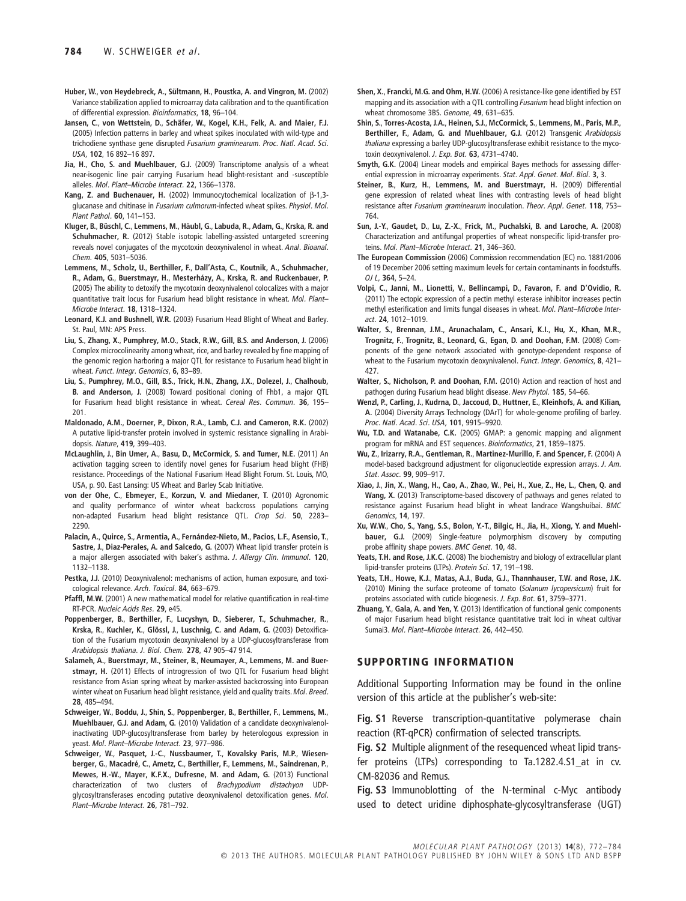**Huber, W.**, **von Heydebreck, A.**, **Sültmann, H.**, **Poustka, A. and Vingron, M.** (2002) Variance stabilization applied to microarray data calibration and to the quantification of differential expression. *Bioinformatics*, **18**, 96–104.

**Jansen, C.**, **von Wettstein, D.**, **Schäfer, W.**, **Kogel, K.H.**, **Felk, A. and Maier, F.J.** (2005) Infection patterns in barley and wheat spikes inoculated with wild-type and trichodiene synthase gene disrupted *Fusarium graminearum*. *Proc. Natl. Acad. Sci. USA*, **102**, 16 892–16 897.

**Jia, H.**, **Cho, S. and Muehlbauer, G.J.** (2009) Transcriptome analysis of a wheat near-isogenic line pair carrying Fusarium head blight-resistant and -susceptible alleles. *Mol. Plant–Microbe Interact*. **22**, 1366–1378.

**Kang, Z. and Buchenauer, H.** (2002) Immunocytochemical localization of β-1,3-glucanase and chitinase in *Fusarium culmorum*-infected wheat spikes. *Physiol. Mol. Plant Pathol*. **60**, 141–153.

**Kluger, B.**, **Büschl, C.**, **Lemmens, M.**, **Häubl, G.**, **Labuda, R.**, **Adam, G.**, **Krska, R. and Schuhmacher, R.** (2012) Stable isotopic labelling-assisted untargeted screening reveals novel conjugates of the mycotoxin deoxynivalenol in wheat. *Anal. Bioanal. Chem*. **405**, 5031–5036.

**Lemmens, M.**, **Scholz, U.**, **Berthiller, F.**, **Dall'Asta, C.**, **Koutnik, A.**, **Schuhmacher, R.**, **Adam, G.**, **Buerstmayr, H.**, **Mesterházy, A.**, **Krska, R. and Ruckenbauer, P.** (2005) The ability to detoxify the mycotoxin deoxynivalenol colocalizes with a major quantitative trait locus for Fusarium head blight resistance in wheat. *Mol. Plant–Microbe Interact*. **18**, 1318–1324.

**Leonard, K.J. and Bushnell, W.R.** (2003) Fusarium Head Blight of Wheat and Barley. St. Paul, MN: APS Press.

**Liu, S.**, **Zhang, X.**, **Pumphrey, M.O.**, **Stack, R.W.**, **Gill, B.S. and Anderson, J.** (2006) Complex microcolinearity among wheat, rice, and barley revealed by fine mapping of the genomic region harboring a major QTL for resistance to Fusarium head blight in wheat. *Funct. Integr. Genomics*, **6**, 83–89.

**Liu, S.**, **Pumphrey, M.O.**, **Gill, B.S.**, **Trick, H.N.**, **Zhang, J.X.**, **Dolezel, J.**, **Chalhoub, B. and Anderson, J.** (2008) Toward positional cloning of Fhb1, a major QTL for Fusarium head blight resistance in wheat. *Cereal Res. Commun*. **36**, 195–201.

**Maldonado, A.M.**, **Doerner, P.**, **Dixon, R.A.**, **Lamb, C.J. and Cameron, R.K.** (2002) A putative lipid-transfer protein involved in systemic resistance signalling in Arabidopsis. *Nature*, **419**, 399–403.

**McLaughlin, J.**, **Bin Umer, A.**, **Basu, D.**, **McCormick, S. and Tumer, N.E.** (2011) An activation tagging screen to identify novel genes for Fusarium head blight (FHB) resistance. Proceedings of the National Fusarium Head Blight Forum. St. Louis, MO, USA, p. 90. East Lansing: US Wheat and Barley Scab Initiative.

**von der Ohe, C.**, **Ebmeyer, E.**, **Korzun, V. and Miedaner, T.** (2010) Agronomic and quality performance of winter wheat backcross populations carrying non-adapted Fusarium head blight resistance QTL. *Crop Sci*. **50**, 2283–2290.

**Palacin, A.**, **Quirce, S.**, **Armentia, A.**, **Fernández-Nieto, M.**, **Pacios, L.F.**, **Asensio, T.**, **Sastre, J.**, **Diaz-Perales, A. and Salcedo, G.** (2007) Wheat lipid transfer protein is a major allergen associated with baker's asthma. *J. Allergy Clin. Immunol*. **120**, 1132–1138.

**Pestka, J.J.** (2010) Deoxynivalenol: mechanisms of action, human exposure, and toxicological relevance. *Arch. Toxicol*. **84**, 663–679.

**Pfaffl, M.W.** (2001) A new mathematical model for relative quantification in real-time RT-PCR. *Nucleic Acids Res*. **29**, e45.

**Poppenberger, B.**, **Berthiller, F.**, **Lucyshyn, D.**, **Sieberer, T.**, **Schuhmacher, R.**, **Krska, R.**, **Kuchler, K.**, **Glössl, J.**, **Luschnig, C. and Adam, G.** (2003) Detoxification of the Fusarium mycotoxin deoxynivalenol by a UDP-glucosyltransferase from *Arabidopsis thaliana*. *J. Biol. Chem*. **278**, 47 905–47 914.

**Salameh, A.**, **Buerstmayr, M.**, **Steiner, B.**, **Neumayer, A.**, **Lemmens, M. and Buerstmayr, H.** (2011) Effects of introgression of two QTL for Fusarium head blight resistance from Asian spring wheat by marker-assisted backcrossing into European winter wheat on Fusarium head blight resistance, yield and quality traits. *Mol. Breed*. **28**, 485–494.

**Schweiger, W.**, **Boddu, J.**, **Shin, S.**, **Poppenberger, B.**, **Berthiller, F.**, **Lemmens, M.**, **Muehlbauer, G.J. and Adam, G.** (2010) Validation of a candidate deoxynivalenol-inactivating UDP-glucosyltransferase from barley by heterologous expression in yeast. *Mol. Plant–Microbe Interact*. **23**, 977–986.

**Schweiger, W.**, **Pasquet, J.-C.**, **Nussbaumer, T.**, **Kovalsky Paris, M.P.**, **Wiesenberger, G.**, **Macadré, C.**, **Ametz, C.**, **Berthiller, F.**, **Lemmens, M.**, **Saindrenan, P.**, **Mewes, H.-W.**, **Mayer, K.F.X.**, **Dufresne, M. and Adam, G.** (2013) Functional characterization of two clusters of *Brachypodium distachyon* UDP-glycosyltransferases encoding putative deoxynivalenol detoxification genes. *Mol. Plant–Microbe Interact*. **26**, 781–792.

**Shen, X.**, **Francki, M.G. and Ohm, H.W.** (2006) A resistance-like gene identified by EST mapping and its association with a QTL controlling *Fusarium* head blight infection on wheat chromosome 3BS. *Genome*, **49**, 631–635.

**Shin, S.**, **Torres-Acosta, J.A.**, **Heinen, S.J.**, **McCormick, S.**, **Lemmens, M.**, **Paris, M.P.**, **Berthiller, F.**, **Adam, G. and Muehlbauer, G.J.** (2012) Transgenic *Arabidopsis thaliana* expressing a barley UDP-glucosyltransferase exhibit resistance to the mycotoxin deoxynivalenol. *J. Exp. Bot*. **63**, 4731–4740.

**Smyth, G.K.** (2004) Linear models and empirical Bayes methods for assessing differential expression in microarray experiments. *Stat. Appl. Genet. Mol. Biol*. **3**, 3.

**Steiner, B.**, **Kurz, H.**, **Lemmens, M. and Buerstmayr, H.** (2009) Differential gene expression of related wheat lines with contrasting levels of head blight resistance after *Fusarium graminearum* inoculation. *Theor. Appl. Genet*. **118**, 753–764.

**Sun, J.-Y.**, **Gaudet, D.**, **Lu, Z.-X.**, **Frick, M.**, **Puchalski, B. and Laroche, A.** (2008) Characterization and antifungal properties of wheat nonspecific lipid-transfer proteins. *Mol. Plant–Microbe Interact*. **21**, 346–360.

**The European Commission** (2006) Commission recommendation (EC) no. 1881/2006 of 19 December 2006 setting maximum levels for certain contaminants in foodstuffs. *OJ L*, **364**, 5–24.

**Volpi, C.**, **Janni, M.**, **Lionetti, V.**, **Bellincampi, D.**, **Favaron, F. and D'Ovidio, R.** (2011) The ectopic expression of a pectin methyl esterase inhibitor increases pectin methyl esterification and limits fungal diseases in wheat. *Mol. Plant–Microbe Interact*. **24**, 1012–1019.

**Walter, S.**, **Brennan, J.M.**, **Arunachalam, C.**, **Ansari, K.I.**, **Hu, X.**, **Khan, M.R.**, **Trognitz, F.**, **Trognitz, B.**, **Leonard, G.**, **Egan, D. and Doohan, F.M.** (2008) Components of the gene network associated with genotype-dependent response of wheat to the Fusarium mycotoxin deoxynivalenol. *Funct. Integr. Genomics*, **8**, 421–427.

**Walter, S.**, **Nicholson, P. and Doohan, F.M.** (2010) Action and reaction of host and pathogen during Fusarium head blight disease. *New Phytol*. **185**, 54–66.

**Wenzl, P.**, **Carling, J.**, **Kudrna, D.**, **Jaccoud, D.**, **Huttner, E.**, **Kleinhofs, A. and Kilian, A.** (2004) Diversity Arrays Technology (DArT) for whole-genome profiling of barley. *Proc. Natl. Acad. Sci. USA*, **101**, 9915–9920.

**Wu, T.D. and Watanabe, C.K.** (2005) GMAP: a genomic mapping and alignment program for mRNA and EST sequences. *Bioinformatics*, **21**, 1859–1875.

**Wu, Z.**, **Irizarry, R.A.**, **Gentleman, R.**, **Martinez-Murillo, F. and Spencer, F.** (2004) A model-based background adjustment for oligonucleotide expression arrays. *J. Am. Stat. Assoc*. **99**, 909–917.

**Xiao, J.**, **Jin, X.**, **Wang, H.**, **Cao, A.**, **Zhao, W.**, **Pei, H.**, **Xue, Z.**, **He, L.**, **Chen, Q. and Wang, X.** (2013) Transcriptome-based discovery of pathways and genes related to resistance against Fusarium head blight in wheat landrace Wangshuibai. *BMC Genomics*, **14**, 197.

**Xu, W.W.**, **Cho, S.**, **Yang, S.S.**, **Bolon, Y.-T.**, **Bilgic, H.**, **Jia, H.**, **Xiong, Y. and Muehlbauer, G.J.** (2009) Single-feature polymorphism discovery by computing probe affinity shape powers. *BMC Genet*. **10**, 48.

**Yeats, T.H. and Rose, J.K.C.** (2008) The biochemistry and biology of extracellular plant lipid-transfer proteins (LTPs). *Protein Sci*. **17**, 191–198.

**Yeats, T.H.**, **Howe, K.J.**, **Matas, A.J.**, **Buda, G.J.**, **Thannhauser, T.W. and Rose, J.K.** (2010) Mining the surface proteome of tomato (*Solanum lycopersicum*) fruit for proteins associated with cuticle biogenesis. *J. Exp. Bot*. **61**, 3759–3771.

**Zhuang, Y.**, **Gala, A. and Yen, Y.** (2013) Identification of functional genic components of major Fusarium head blight resistance quantitative trait loci in wheat cultivar Sumai3. *Mol. Plant–Microbe Interact*. **26**, 442–450.

## SUPPORTING INFORMATION

Additional Supporting Information may be found in the online version of this article at the publisher's web-site:

**Fig. S1** Reverse transcription-quantitative polymerase chain reaction (RT-qPCR) confirmation of selected transcripts.

**Fig. S2** Multiple alignment of the resequenced wheat lipid transfer proteins (LTPs) corresponding to Ta.1282.4.S1_at in cv. CM-82036 and Remus.

**Fig. S3** Immunoblotting of the N-terminal c-Myc antibody used to detect uridine diphosphate-glycosyltransferase (UGT)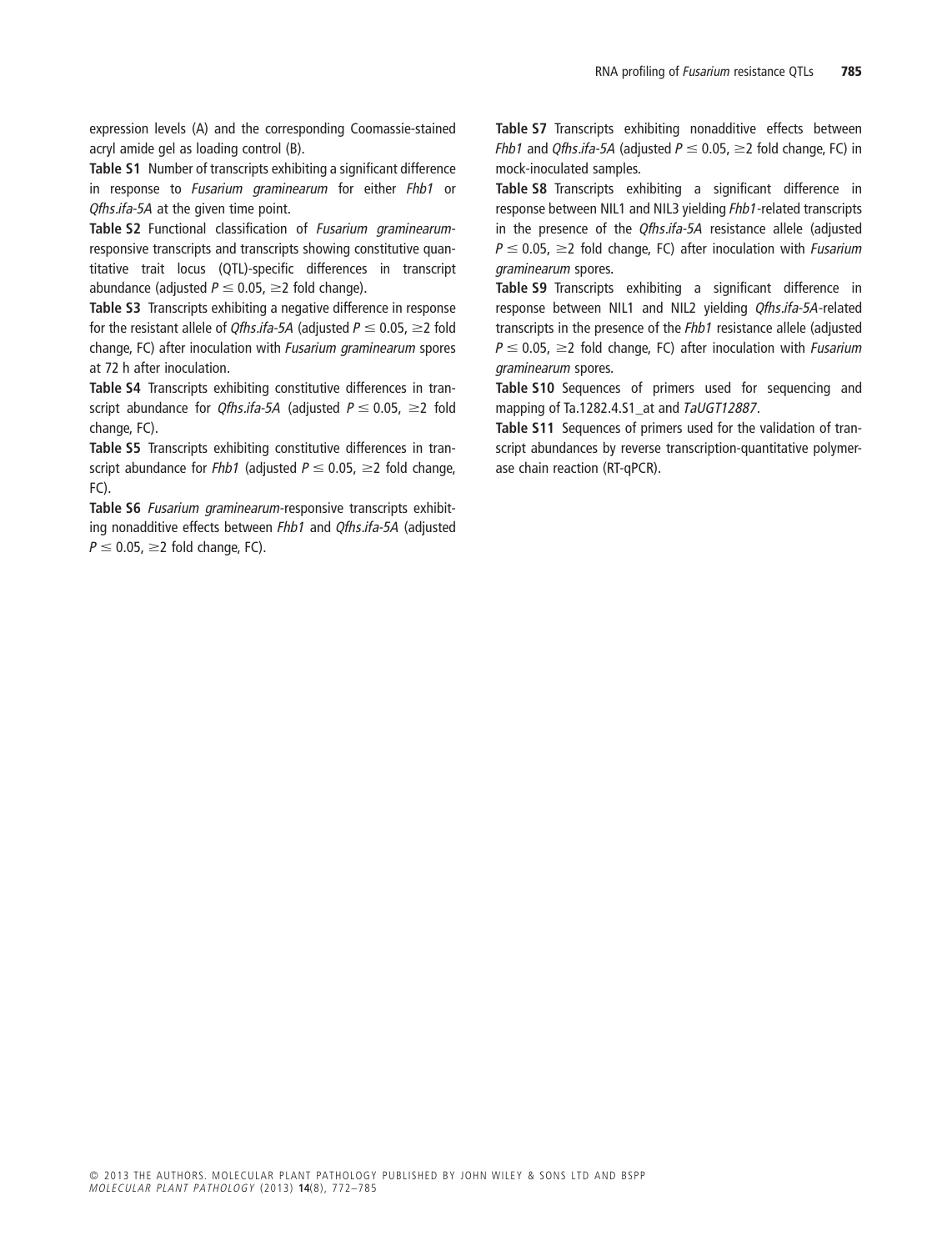expression levels (A) and the corresponding Coomassie-stained acryl amide gel as loading control (B).

**Table S1** Number of transcripts exhibiting a significant difference in response to *Fusarium graminearum* for either *Fhb1* or *Qfhs.ifa-5A* at the given time point.

**Table S2** Functional classification of *Fusarium graminearum*-responsive transcripts and transcripts showing constitutive quantitative trait locus (QTL)-specific differences in transcript abundance (adjusted $P \leq 0.05$, $\geq 2$ fold change).

**Table S3** Transcripts exhibiting a negative difference in response for the resistant allele of *Qfhs.ifa-5A* (adjusted $P \leq 0.05$, $\geq 2$ fold change, FC) after inoculation with *Fusarium graminearum* spores at 72 h after inoculation.

**Table S4** Transcripts exhibiting constitutive differences in transcript abundance for *Qfhs.ifa-5A* (adjusted $P \leq 0.05$, $\geq 2$ fold change, FC).

**Table S5** Transcripts exhibiting constitutive differences in transcript abundance for *Fhb1* (adjusted $P \leq 0.05$, $\geq 2$ fold change, FC).

**Table S6** *Fusarium graminearum*-responsive transcripts exhibiting nonadditive effects between *Fhb1* and *Qfhs.ifa-5A* (adjusted $P \leq 0.05$, $\geq 2$ fold change, FC).

**Table S7** Transcripts exhibiting nonadditive effects between *Fhb1* and *Qfhs.ifa-5A* (adjusted $P \leq 0.05$, $\geq 2$ fold change, FC) in mock-inoculated samples.

**Table S8** Transcripts exhibiting a significant difference in response between NIL1 and NIL3 yielding *Fhb1*-related transcripts in the presence of the *Qfhs.ifa-5A* resistance allele (adjusted $P \leq 0.05$, $\geq 2$ fold change, FC) after inoculation with *Fusarium graminearum* spores.

**Table S9** Transcripts exhibiting a significant difference in response between NIL1 and NIL2 yielding *Qfhs.ifa-5A*-related transcripts in the presence of the *Fhb1* resistance allele (adjusted $P \leq 0.05$, $\geq 2$ fold change, FC) after inoculation with *Fusarium graminearum* spores.

**Table S10** Sequences of primers used for sequencing and mapping of Ta.1282.4.S1_at and *TaUGT12887*.

**Table S11** Sequences of primers used for the validation of transcript abundances by reverse transcription-quantitative polymerase chain reaction (RT-qPCR).